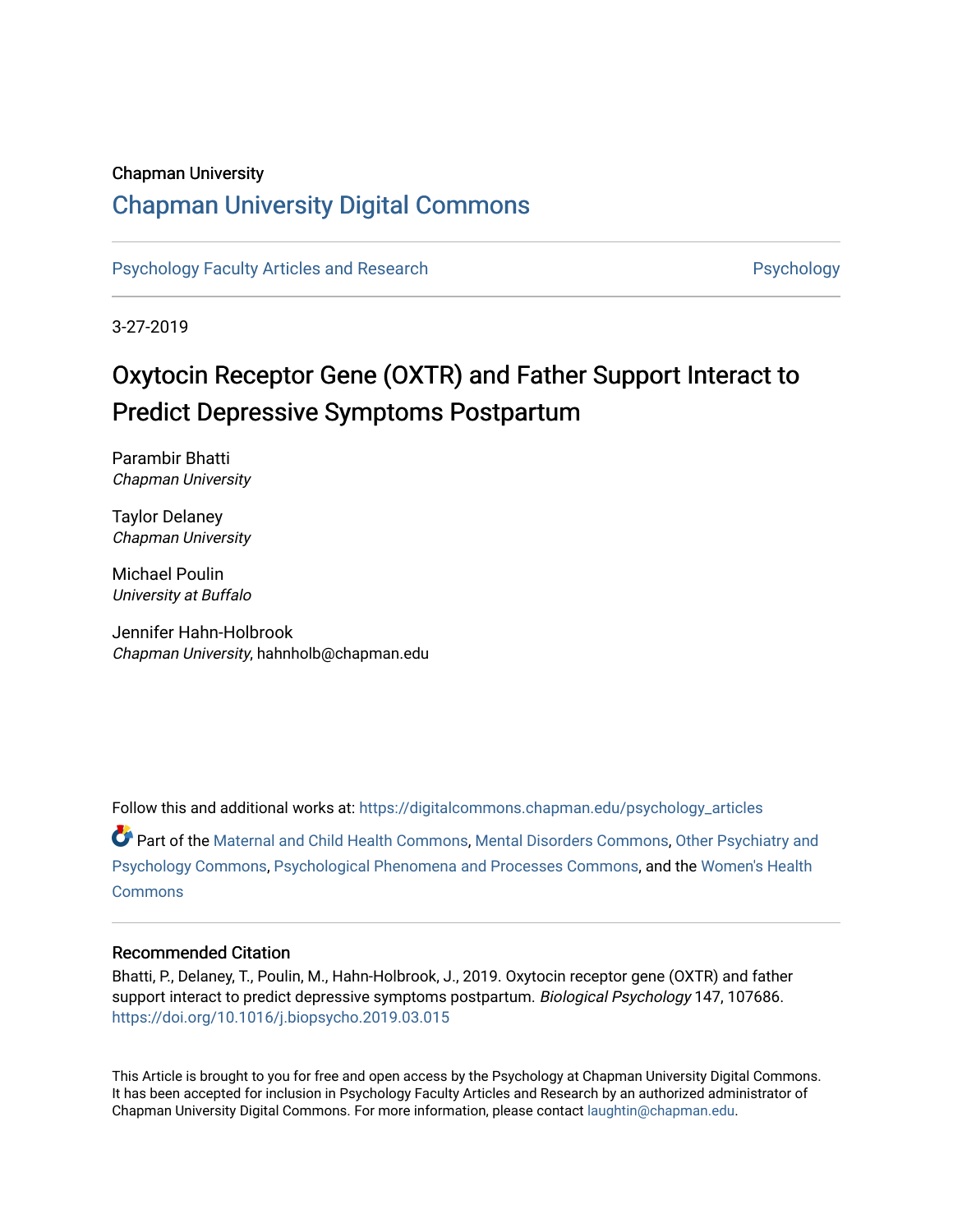Chapman University

# Chapman University Digital Commons

Psychology Faculty Articles and Research | Psychology

3-27-2019

# Oxytocin Receptor Gene (OXTR) and Father Support Interact to Predict Depressive Symptoms Postpartum

Parambir Bhatti
*Chapman University*

Taylor Delaney
*Chapman University*

Michael Poulin
*University at Buffalo*

Jennifer Hahn-Holbrook
*Chapman University*, hahnholb@chapman.edu

Follow this and additional works at: https://digitalcommons.chapman.edu/psychology_articles

Part of the Maternal and Child Health Commons, Mental Disorders Commons, Other Psychiatry and Psychology Commons, Psychological Phenomena and Processes Commons, and the Women's Health Commons

### Recommended Citation

Bhatti, P., Delaney, T., Poulin, M., Hahn-Holbrook, J., 2019. Oxytocin receptor gene (OXTR) and father support interact to predict depressive symptoms postpartum. *Biological Psychology* 147, 107686. https://doi.org/10.1016/j.biopsycho.2019.03.015

This Article is brought to you for free and open access by the Psychology at Chapman University Digital Commons. It has been accepted for inclusion in Psychology Faculty Articles and Research by an authorized administrator of Chapman University Digital Commons. For more information, please contact laughtin@chapman.edu.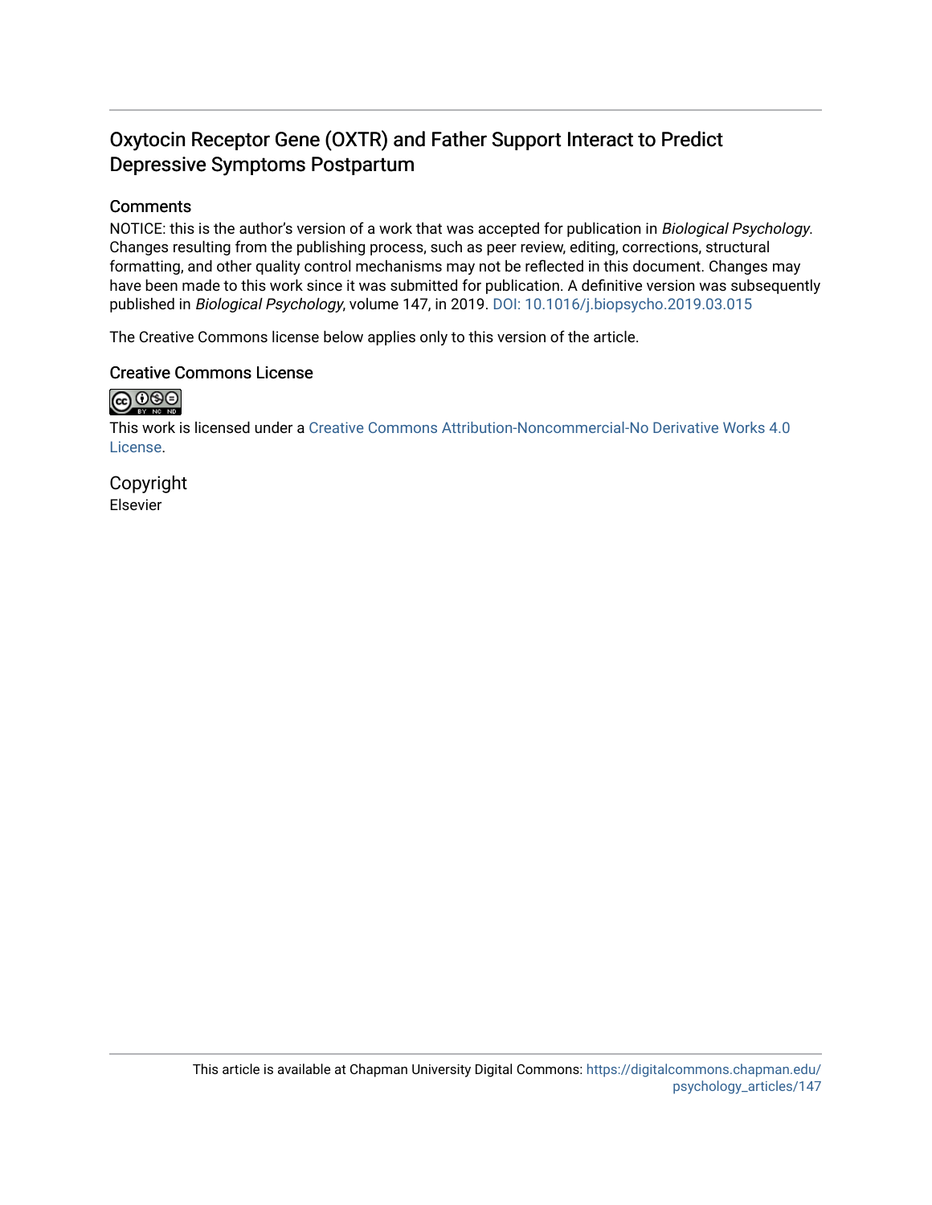# Oxytocin Receptor Gene (OXTR) and Father Support Interact to Predict Depressive Symptoms Postpartum

## Comments

NOTICE: this is the author's version of a work that was accepted for publication in *Biological Psychology*. Changes resulting from the publishing process, such as peer review, editing, corrections, structural formatting, and other quality control mechanisms may not be reflected in this document. Changes may have been made to this work since it was submitted for publication. A definitive version was subsequently published in *Biological Psychology*, volume 147, in 2019. DOI: 10.1016/j.biopsycho.2019.03.015

The Creative Commons license below applies only to this version of the article.

## Creative Commons License

This work is licensed under a Creative Commons Attribution-Noncommercial-No Derivative Works 4.0 License.

## Copyright

Elsevier

This article is available at Chapman University Digital Commons: https://digitalcommons.chapman.edu/psychology_articles/147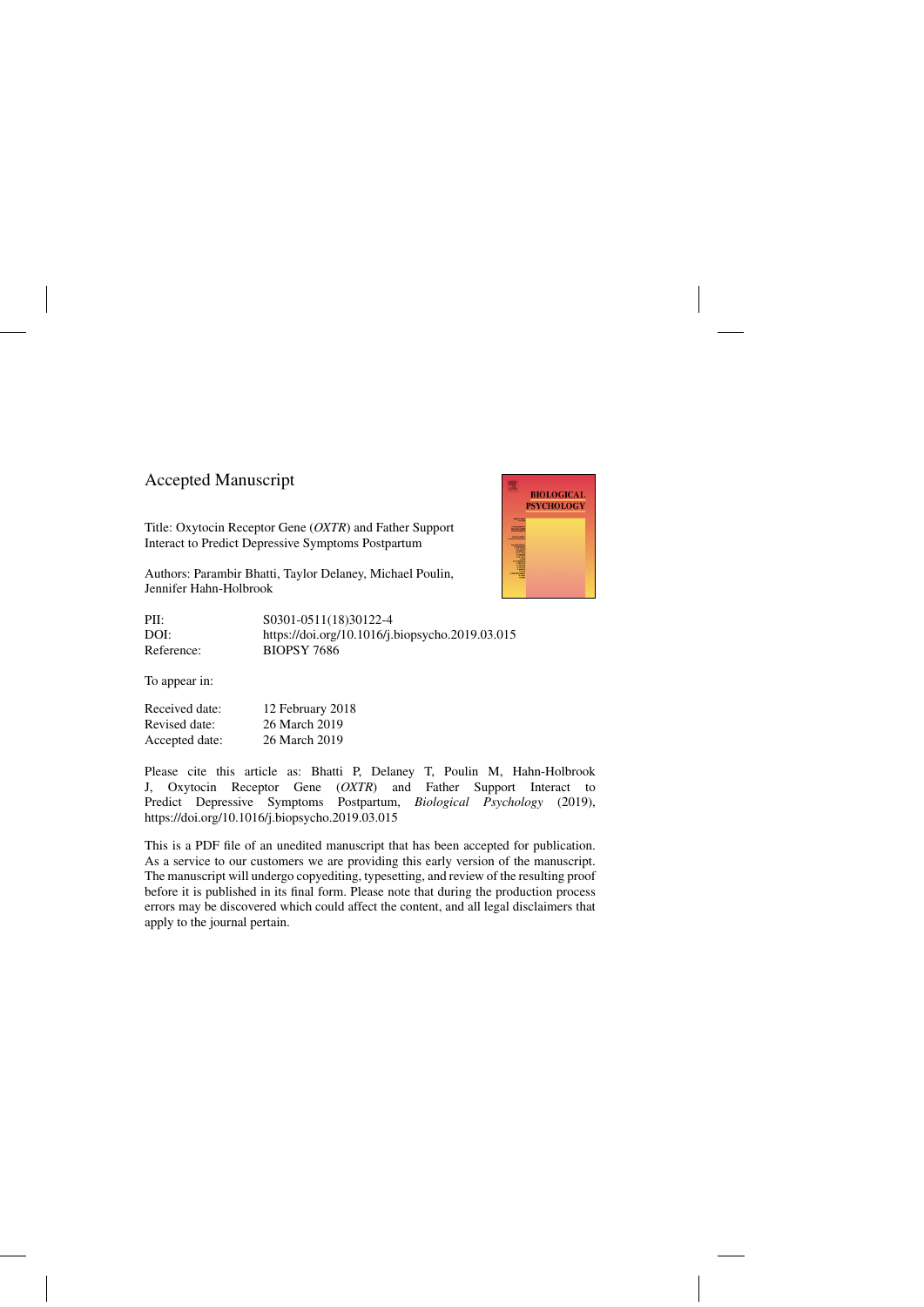Accepted Manuscript

Title: Oxytocin Receptor Gene (*OXTR*) and Father Support Interact to Predict Depressive Symptoms Postpartum

Authors: Parambir Bhatti, Taylor Delaney, Michael Poulin, Jennifer Hahn-Holbrook

| | |
|---|---|
| PII: | S0301-0511(18)30122-4 |
| DOI: | https://doi.org/10.1016/j.biopsycho.2019.03.015 |
| Reference: | BIOPSY 7686 |

To appear in:

| | |
|---|---|
| Received date: | 12 February 2018 |
| Revised date: | 26 March 2019 |
| Accepted date: | 26 March 2019 |

Please cite this article as: Bhatti P, Delaney T, Poulin M, Hahn-Holbrook J, Oxytocin Receptor Gene (*OXTR*) and Father Support Interact to Predict Depressive Symptoms Postpartum, *Biological Psychology* (2019), https://doi.org/10.1016/j.biopsycho.2019.03.015

This is a PDF file of an unedited manuscript that has been accepted for publication. As a service to our customers we are providing this early version of the manuscript. The manuscript will undergo copyediting, typesetting, and review of the resulting proof before it is published in its final form. Please note that during the production process errors may be discovered which could affect the content, and all legal disclaimers that apply to the journal pertain.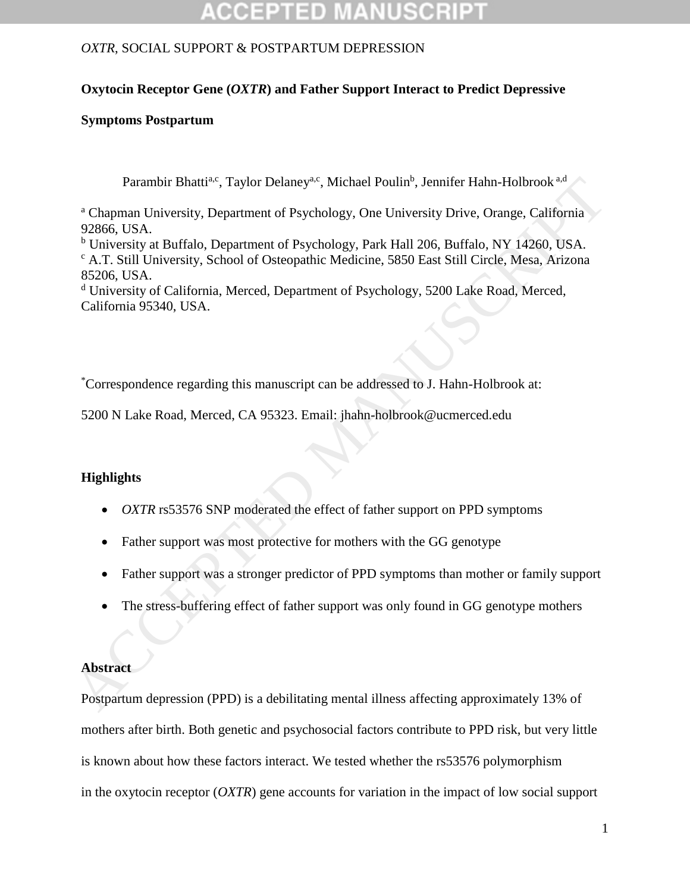OXTR, SOCIAL SUPPORT & POSTPARTUM DEPRESSION

**Oxytocin Receptor Gene (*OXTR*) and Father Support Interact to Predict Depressive Symptoms Postpartum**

Parambir Bhatti[a,c], Taylor Delaney[a,c], Michael Poulin[b], Jennifer Hahn-Holbrook [a,d]

[a] Chapman University, Department of Psychology, One University Drive, Orange, California 92866, USA.
[b] University at Buffalo, Department of Psychology, Park Hall 206, Buffalo, NY 14260, USA.
[c] A.T. Still University, School of Osteopathic Medicine, 5850 East Still Circle, Mesa, Arizona 85206, USA.
[d] University of California, Merced, Department of Psychology, 5200 Lake Road, Merced, California 95340, USA.

[*]Correspondence regarding this manuscript can be addressed to J. Hahn-Holbrook at: 5200 N Lake Road, Merced, CA 95323. Email: jhahn-holbrook@ucmerced.edu

**Highlights**

- *OXTR* rs53576 SNP moderated the effect of father support on PPD symptoms
- Father support was most protective for mothers with the GG genotype
- Father support was a stronger predictor of PPD symptoms than mother or family support
- The stress-buffering effect of father support was only found in GG genotype mothers

**Abstract**

Postpartum depression (PPD) is a debilitating mental illness affecting approximately 13% of mothers after birth. Both genetic and psychosocial factors contribute to PPD risk, but very little is known about how these factors interact. We tested whether the rs53576 polymorphism in the oxytocin receptor (*OXTR*) gene accounts for variation in the impact of low social support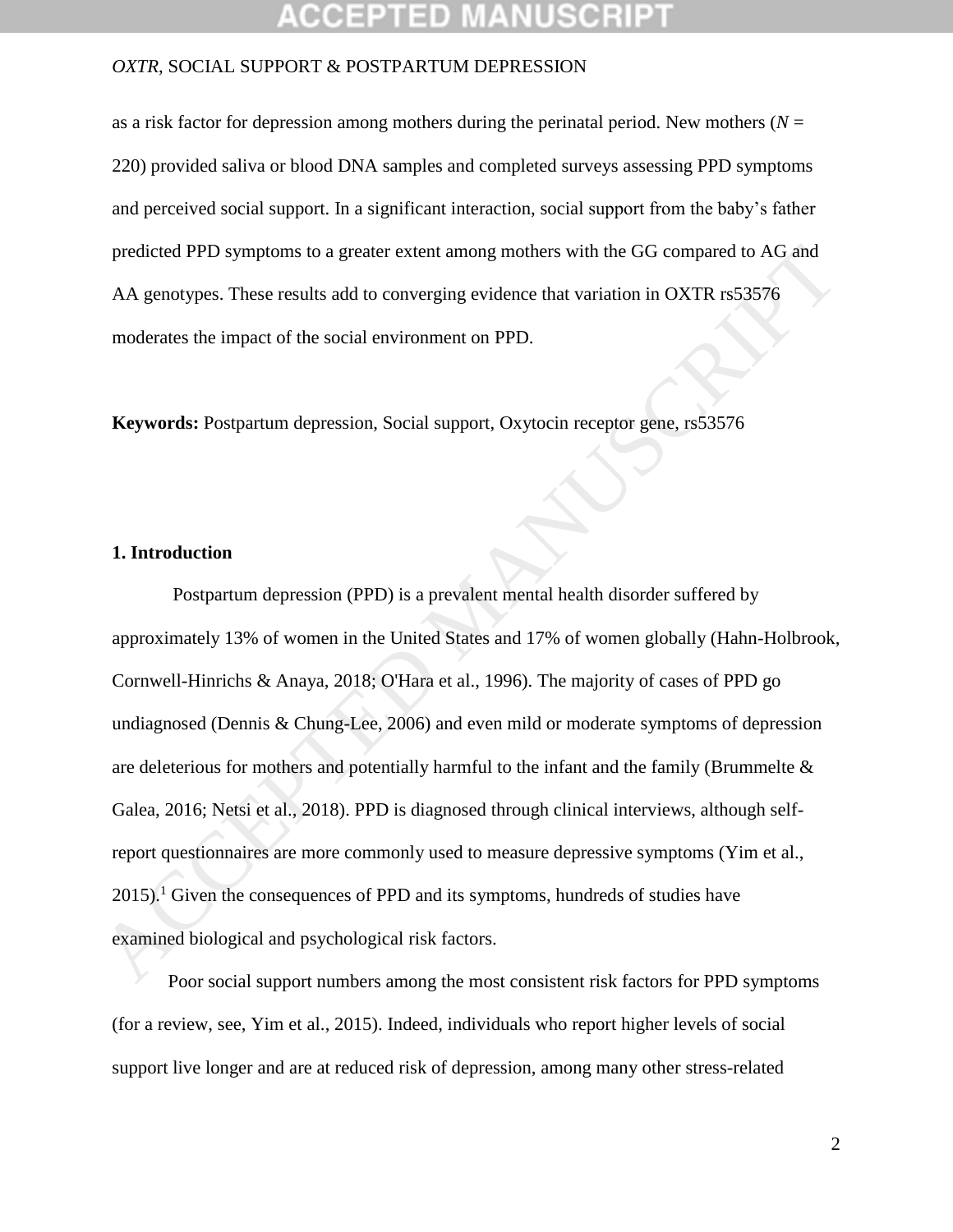as a risk factor for depression among mothers during the perinatal period. New mothers (*N* = 220) provided saliva or blood DNA samples and completed surveys assessing PPD symptoms and perceived social support. In a significant interaction, social support from the baby's father predicted PPD symptoms to a greater extent among mothers with the GG compared to AG and AA genotypes. These results add to converging evidence that variation in OXTR rs53576 moderates the impact of the social environment on PPD.

**Keywords:** Postpartum depression, Social support, Oxytocin receptor gene, rs53576

## 1. Introduction

Postpartum depression (PPD) is a prevalent mental health disorder suffered by approximately 13% of women in the United States and 17% of women globally (Hahn-Holbrook, Cornwell-Hinrichs & Anaya, 2018; O'Hara et al., 1996). The majority of cases of PPD go undiagnosed (Dennis & Chung-Lee, 2006) and even mild or moderate symptoms of depression are deleterious for mothers and potentially harmful to the infant and the family (Brummelte & Galea, 2016; Netsi et al., 2018). PPD is diagnosed through clinical interviews, although self-report questionnaires are more commonly used to measure depressive symptoms (Yim et al., 2015).[1] Given the consequences of PPD and its symptoms, hundreds of studies have examined biological and psychological risk factors.

Poor social support numbers among the most consistent risk factors for PPD symptoms (for a review, see, Yim et al., 2015). Indeed, individuals who report higher levels of social support live longer and are at reduced risk of depression, among many other stress-related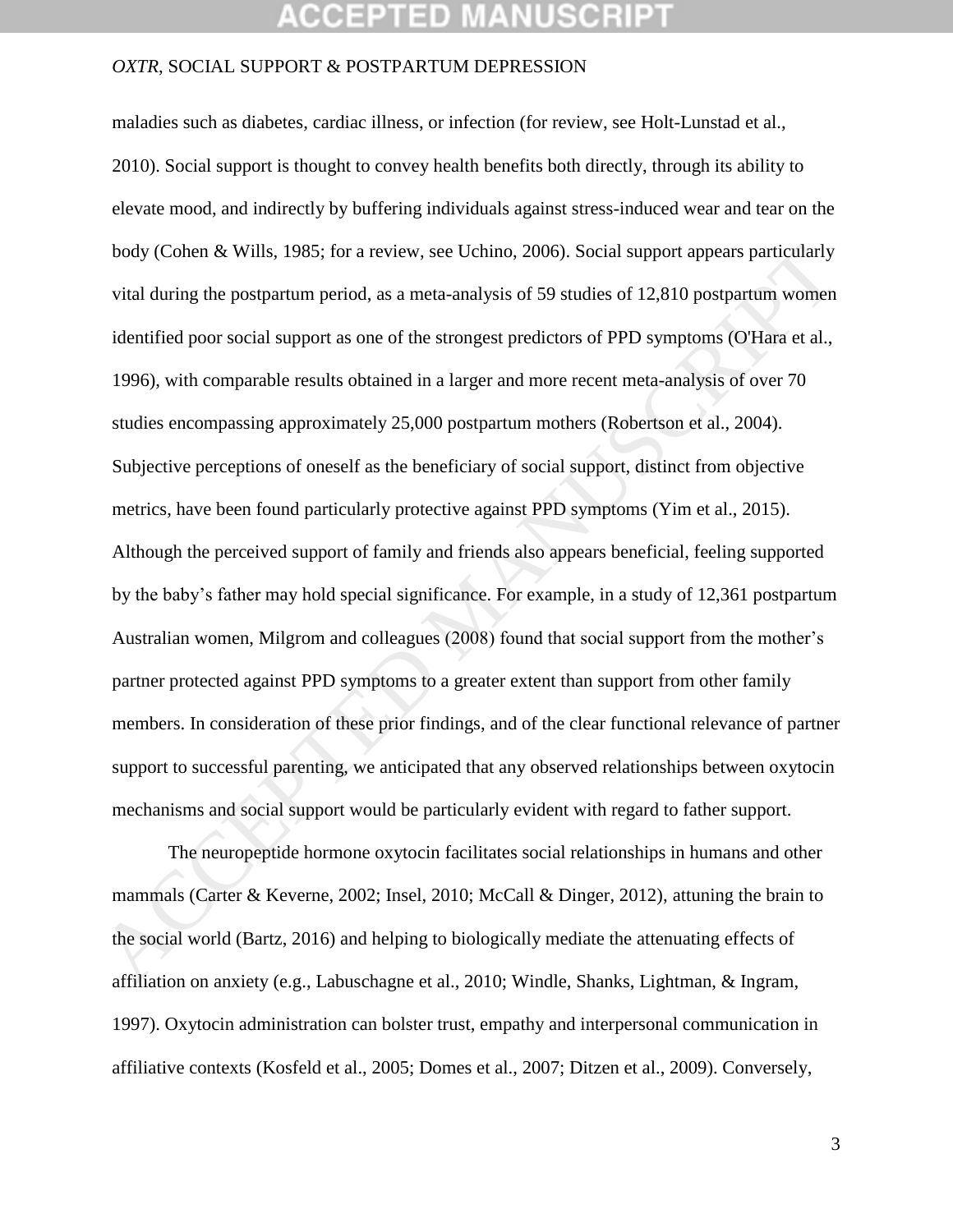maladies such as diabetes, cardiac illness, or infection (for review, see Holt-Lunstad et al., 2010). Social support is thought to convey health benefits both directly, through its ability to elevate mood, and indirectly by buffering individuals against stress-induced wear and tear on the body (Cohen & Wills, 1985; for a review, see Uchino, 2006). Social support appears particularly vital during the postpartum period, as a meta-analysis of 59 studies of 12,810 postpartum women identified poor social support as one of the strongest predictors of PPD symptoms (O'Hara et al., 1996), with comparable results obtained in a larger and more recent meta-analysis of over 70 studies encompassing approximately 25,000 postpartum mothers (Robertson et al., 2004). Subjective perceptions of oneself as the beneficiary of social support, distinct from objective metrics, have been found particularly protective against PPD symptoms (Yim et al., 2015). Although the perceived support of family and friends also appears beneficial, feeling supported by the baby's father may hold special significance. For example, in a study of 12,361 postpartum Australian women, Milgrom and colleagues (2008) found that social support from the mother's partner protected against PPD symptoms to a greater extent than support from other family members. In consideration of these prior findings, and of the clear functional relevance of partner support to successful parenting, we anticipated that any observed relationships between oxytocin mechanisms and social support would be particularly evident with regard to father support.

The neuropeptide hormone oxytocin facilitates social relationships in humans and other mammals (Carter & Keverne, 2002; Insel, 2010; McCall & Dinger, 2012), attuning the brain to the social world (Bartz, 2016) and helping to biologically mediate the attenuating effects of affiliation on anxiety (e.g., Labuschagne et al., 2010; Windle, Shanks, Lightman, & Ingram, 1997). Oxytocin administration can bolster trust, empathy and interpersonal communication in affiliative contexts (Kosfeld et al., 2005; Domes et al., 2007; Ditzen et al., 2009). Conversely,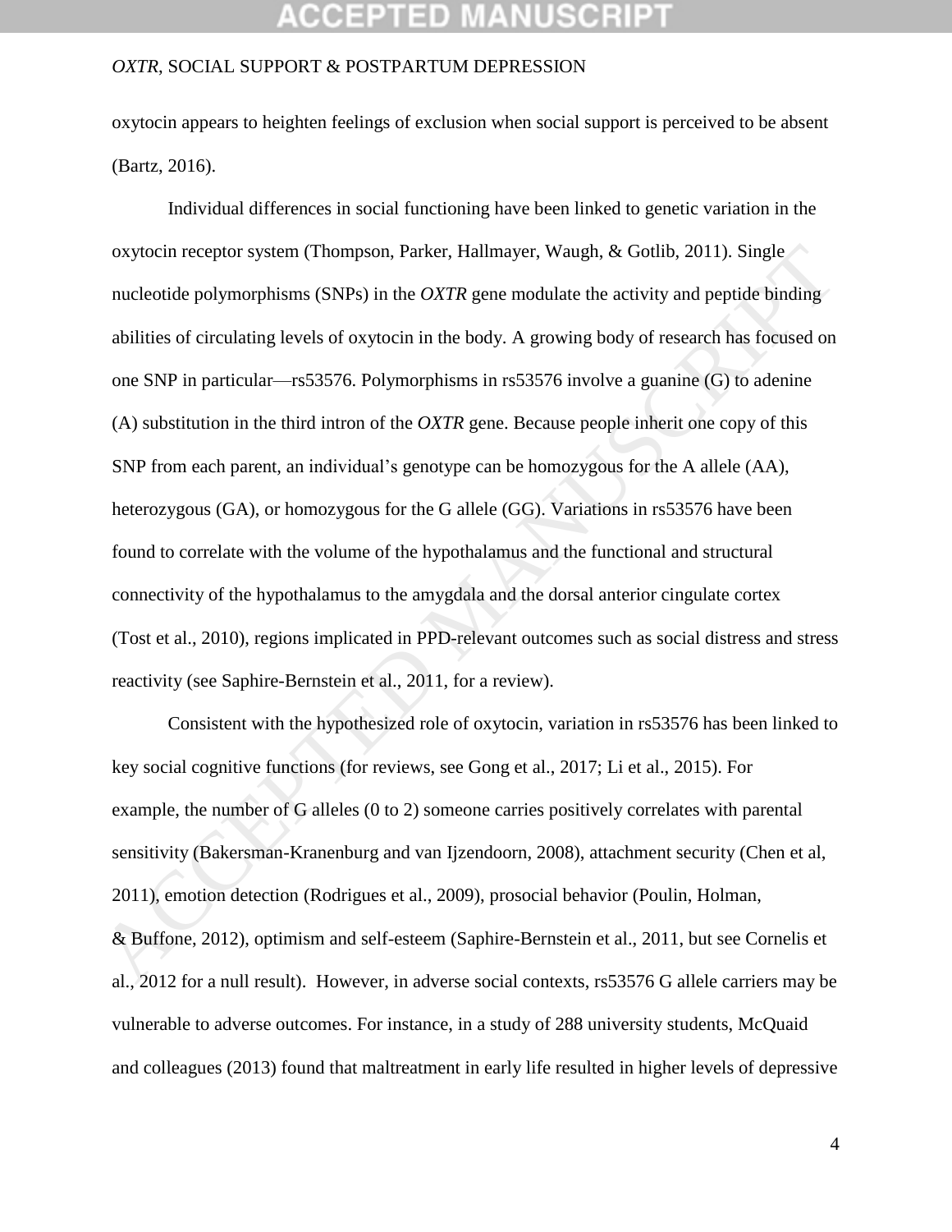oxytocin appears to heighten feelings of exclusion when social support is perceived to be absent (Bartz, 2016).

Individual differences in social functioning have been linked to genetic variation in the oxytocin receptor system (Thompson, Parker, Hallmayer, Waugh, & Gotlib, 2011). Single nucleotide polymorphisms (SNPs) in the *OXTR* gene modulate the activity and peptide binding abilities of circulating levels of oxytocin in the body. A growing body of research has focused on one SNP in particular—rs53576. Polymorphisms in rs53576 involve a guanine (G) to adenine (A) substitution in the third intron of the *OXTR* gene. Because people inherit one copy of this SNP from each parent, an individual's genotype can be homozygous for the A allele (AA), heterozygous (GA), or homozygous for the G allele (GG). Variations in rs53576 have been found to correlate with the volume of the hypothalamus and the functional and structural connectivity of the hypothalamus to the amygdala and the dorsal anterior cingulate cortex (Tost et al., 2010), regions implicated in PPD-relevant outcomes such as social distress and stress reactivity (see Saphire-Bernstein et al., 2011, for a review).

Consistent with the hypothesized role of oxytocin, variation in rs53576 has been linked to key social cognitive functions (for reviews, see Gong et al., 2017; Li et al., 2015). For example, the number of G alleles (0 to 2) someone carries positively correlates with parental sensitivity (Bakersman-Kranenburg and van Ijzendoorn, 2008), attachment security (Chen et al, 2011), emotion detection (Rodrigues et al., 2009), prosocial behavior (Poulin, Holman, & Buffone, 2012), optimism and self-esteem (Saphire-Bernstein et al., 2011, but see Cornelis et al., 2012 for a null result). However, in adverse social contexts, rs53576 G allele carriers may be vulnerable to adverse outcomes. For instance, in a study of 288 university students, McQuaid and colleagues (2013) found that maltreatment in early life resulted in higher levels of depressive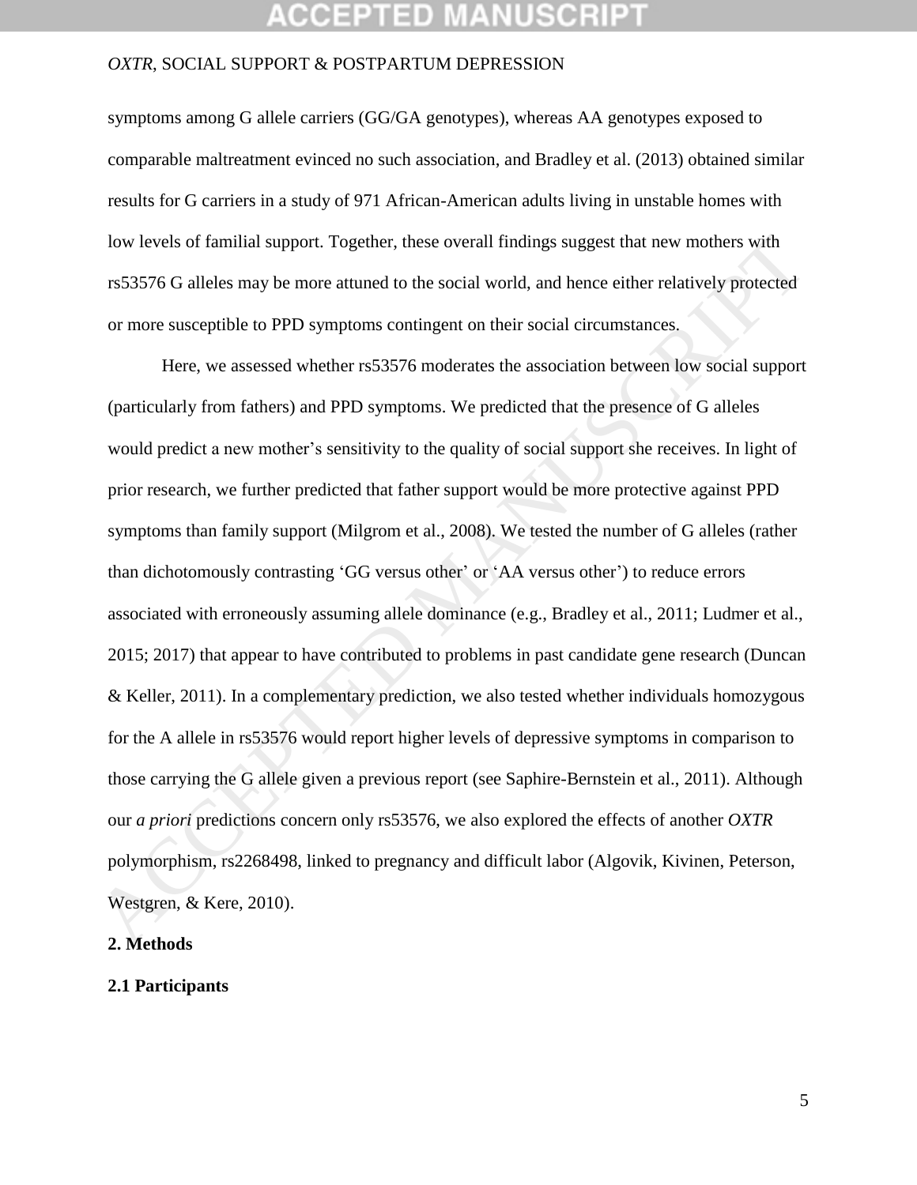symptoms among G allele carriers (GG/GA genotypes), whereas AA genotypes exposed to comparable maltreatment evinced no such association, and Bradley et al. (2013) obtained similar results for G carriers in a study of 971 African-American adults living in unstable homes with low levels of familial support. Together, these overall findings suggest that new mothers with rs53576 G alleles may be more attuned to the social world, and hence either relatively protected or more susceptible to PPD symptoms contingent on their social circumstances.

Here, we assessed whether rs53576 moderates the association between low social support (particularly from fathers) and PPD symptoms. We predicted that the presence of G alleles would predict a new mother's sensitivity to the quality of social support she receives. In light of prior research, we further predicted that father support would be more protective against PPD symptoms than family support (Milgrom et al., 2008). We tested the number of G alleles (rather than dichotomously contrasting 'GG versus other' or 'AA versus other') to reduce errors associated with erroneously assuming allele dominance (e.g., Bradley et al., 2011; Ludmer et al., 2015; 2017) that appear to have contributed to problems in past candidate gene research (Duncan & Keller, 2011). In a complementary prediction, we also tested whether individuals homozygous for the A allele in rs53576 would report higher levels of depressive symptoms in comparison to those carrying the G allele given a previous report (see Saphire-Bernstein et al., 2011). Although our *a priori* predictions concern only rs53576, we also explored the effects of another *OXTR* polymorphism, rs2268498, linked to pregnancy and difficult labor (Algovik, Kivinen, Peterson, Westgren, & Kere, 2010).

## 2. Methods

### 2.1 Participants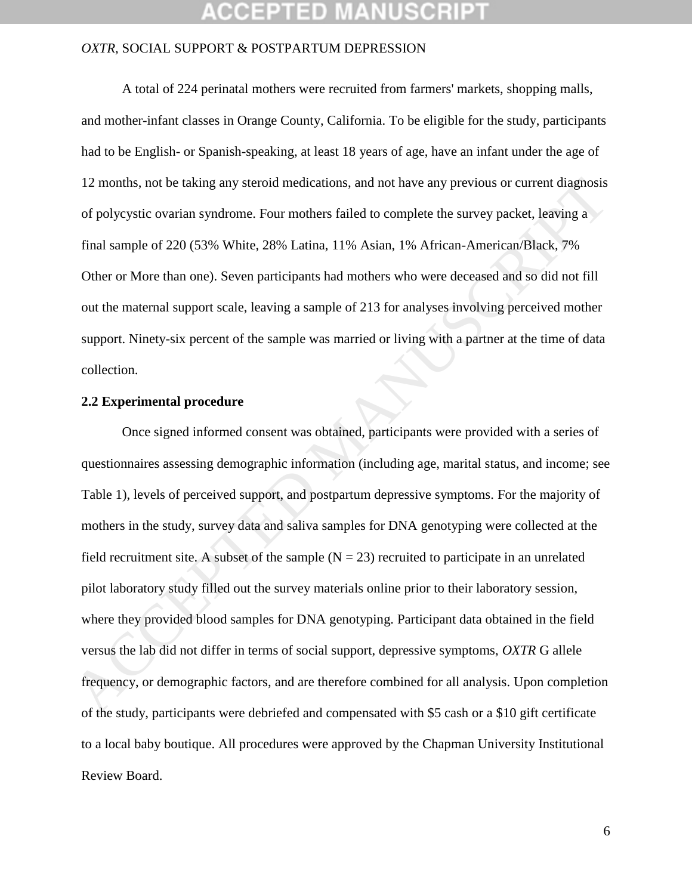A total of 224 perinatal mothers were recruited from farmers' markets, shopping malls, and mother-infant classes in Orange County, California. To be eligible for the study, participants had to be English- or Spanish-speaking, at least 18 years of age, have an infant under the age of 12 months, not be taking any steroid medications, and not have any previous or current diagnosis of polycystic ovarian syndrome. Four mothers failed to complete the survey packet, leaving a final sample of 220 (53% White, 28% Latina, 11% Asian, 1% African-American/Black, 7% Other or More than one). Seven participants had mothers who were deceased and so did not fill out the maternal support scale, leaving a sample of 213 for analyses involving perceived mother support. Ninety-six percent of the sample was married or living with a partner at the time of data collection.

## 2.2 Experimental procedure

Once signed informed consent was obtained, participants were provided with a series of questionnaires assessing demographic information (including age, marital status, and income; see Table 1), levels of perceived support, and postpartum depressive symptoms. For the majority of mothers in the study, survey data and saliva samples for DNA genotyping were collected at the field recruitment site. A subset of the sample ($N = 23$) recruited to participate in an unrelated pilot laboratory study filled out the survey materials online prior to their laboratory session, where they provided blood samples for DNA genotyping. Participant data obtained in the field versus the lab did not differ in terms of social support, depressive symptoms, *OXTR* G allele frequency, or demographic factors, and are therefore combined for all analysis. Upon completion of the study, participants were debriefed and compensated with $5 cash or a $10 gift certificate to a local baby boutique. All procedures were approved by the Chapman University Institutional Review Board.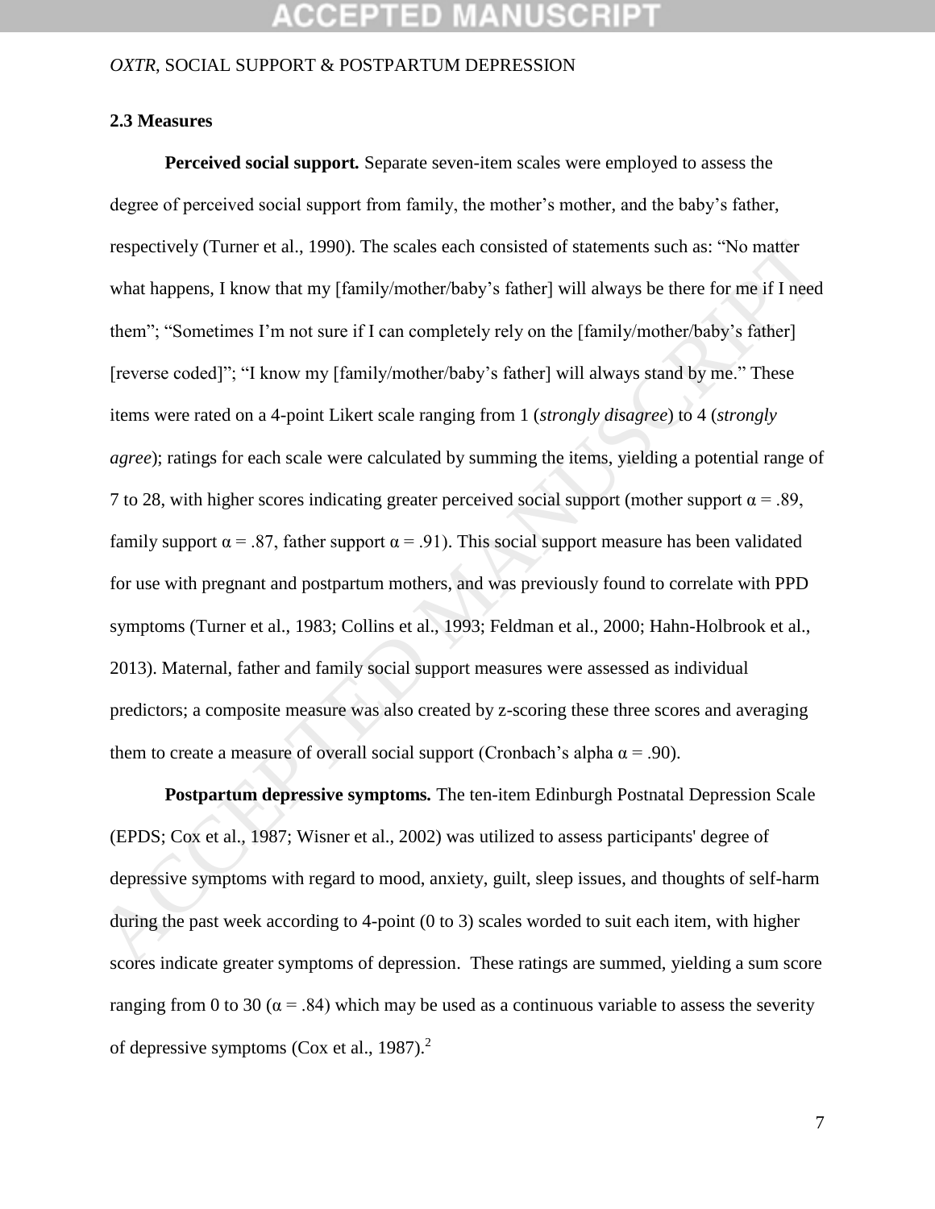### 2.3 Measures

**Perceived social support.** Separate seven-item scales were employed to assess the degree of perceived social support from family, the mother's mother, and the baby's father, respectively (Turner et al., 1990). The scales each consisted of statements such as: "No matter what happens, I know that my [family/mother/baby's father] will always be there for me if I need them"; "Sometimes I'm not sure if I can completely rely on the [family/mother/baby's father] [reverse coded]"; "I know my [family/mother/baby's father] will always stand by me." These items were rated on a 4-point Likert scale ranging from 1 (*strongly disagree*) to 4 (*strongly agree*); ratings for each scale were calculated by summing the items, yielding a potential range of 7 to 28, with higher scores indicating greater perceived social support (mother support $\alpha = .89$, family support $\alpha = .87$, father support $\alpha = .91$). This social support measure has been validated for use with pregnant and postpartum mothers, and was previously found to correlate with PPD symptoms (Turner et al., 1983; Collins et al., 1993; Feldman et al., 2000; Hahn-Holbrook et al., 2013). Maternal, father and family social support measures were assessed as individual predictors; a composite measure was also created by z-scoring these three scores and averaging them to create a measure of overall social support (Cronbach's alpha $\alpha = .90$).

**Postpartum depressive symptoms.** The ten-item Edinburgh Postnatal Depression Scale (EPDS; Cox et al., 1987; Wisner et al., 2002) was utilized to assess participants' degree of depressive symptoms with regard to mood, anxiety, guilt, sleep issues, and thoughts of self-harm during the past week according to 4-point (0 to 3) scales worded to suit each item, with higher scores indicate greater symptoms of depression. These ratings are summed, yielding a sum score ranging from 0 to 30 ($\alpha = .84$) which may be used as a continuous variable to assess the severity of depressive symptoms (Cox et al., 1987).[2]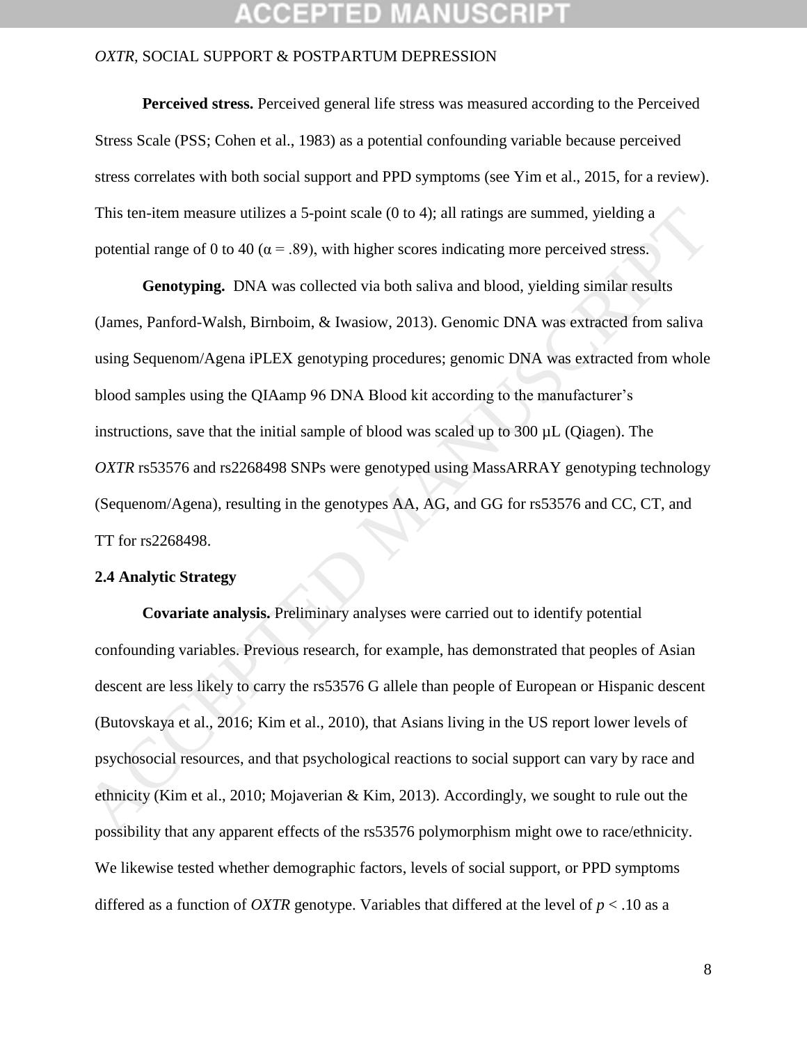**Perceived stress.** Perceived general life stress was measured according to the Perceived Stress Scale (PSS; Cohen et al., 1983) as a potential confounding variable because perceived stress correlates with both social support and PPD symptoms (see Yim et al., 2015, for a review). This ten-item measure utilizes a 5-point scale (0 to 4); all ratings are summed, yielding a potential range of 0 to 40 ($\alpha = .89$), with higher scores indicating more perceived stress.

**Genotyping.** DNA was collected via both saliva and blood, yielding similar results (James, Panford-Walsh, Birnboim, & Iwasiow, 2013). Genomic DNA was extracted from saliva using Sequenom/Agena iPLEX genotyping procedures; genomic DNA was extracted from whole blood samples using the QIAamp 96 DNA Blood kit according to the manufacturer's instructions, save that the initial sample of blood was scaled up to 300 µL (Qiagen). The *OXTR* rs53576 and rs2268498 SNPs were genotyped using MassARRAY genotyping technology (Sequenom/Agena), resulting in the genotypes AA, AG, and GG for rs53576 and CC, CT, and TT for rs2268498.

### 2.4 Analytic Strategy

**Covariate analysis.** Preliminary analyses were carried out to identify potential confounding variables. Previous research, for example, has demonstrated that peoples of Asian descent are less likely to carry the rs53576 G allele than people of European or Hispanic descent (Butovskaya et al., 2016; Kim et al., 2010), that Asians living in the US report lower levels of psychosocial resources, and that psychological reactions to social support can vary by race and ethnicity (Kim et al., 2010; Mojaverian & Kim, 2013). Accordingly, we sought to rule out the possibility that any apparent effects of the rs53576 polymorphism might owe to race/ethnicity. We likewise tested whether demographic factors, levels of social support, or PPD symptoms differed as a function of *OXTR* genotype. Variables that differed at the level of $p < .10$ as a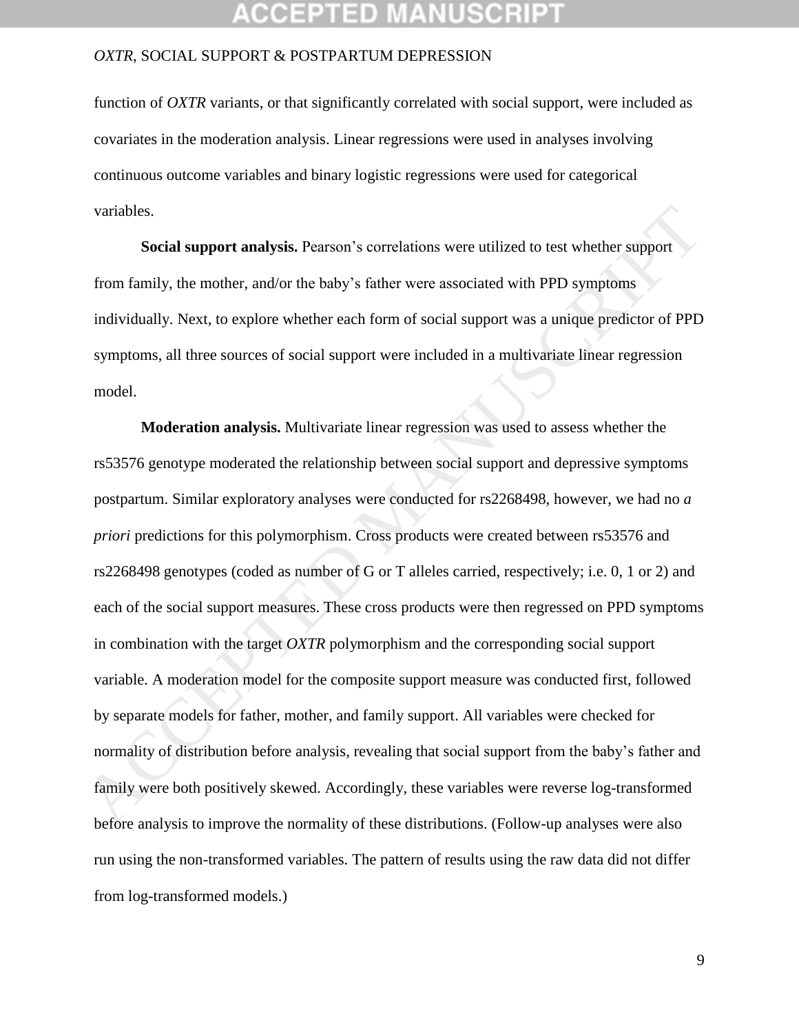function of *OXTR* variants, or that significantly correlated with social support, were included as covariates in the moderation analysis. Linear regressions were used in analyses involving continuous outcome variables and binary logistic regressions were used for categorical variables.

**Social support analysis.** Pearson's correlations were utilized to test whether support from family, the mother, and/or the baby's father were associated with PPD symptoms individually. Next, to explore whether each form of social support was a unique predictor of PPD symptoms, all three sources of social support were included in a multivariate linear regression model.

**Moderation analysis.** Multivariate linear regression was used to assess whether the rs53576 genotype moderated the relationship between social support and depressive symptoms postpartum. Similar exploratory analyses were conducted for rs2268498, however, we had no *a priori* predictions for this polymorphism. Cross products were created between rs53576 and rs2268498 genotypes (coded as number of G or T alleles carried, respectively; i.e. 0, 1 or 2) and each of the social support measures. These cross products were then regressed on PPD symptoms in combination with the target *OXTR* polymorphism and the corresponding social support variable. A moderation model for the composite support measure was conducted first, followed by separate models for father, mother, and family support. All variables were checked for normality of distribution before analysis, revealing that social support from the baby's father and family were both positively skewed. Accordingly, these variables were reverse log-transformed before analysis to improve the normality of these distributions. (Follow-up analyses were also run using the non-transformed variables. The pattern of results using the raw data did not differ from log-transformed models.)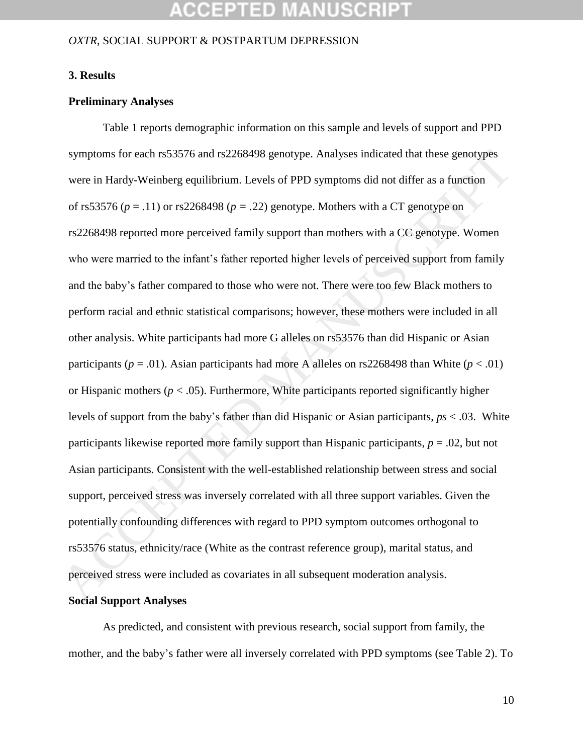### 3. Results

#### Preliminary Analyses

Table 1 reports demographic information on this sample and levels of support and PPD symptoms for each rs53576 and rs2268498 genotype. Analyses indicated that these genotypes were in Hardy-Weinberg equilibrium. Levels of PPD symptoms did not differ as a function of rs53576 ($p$ = .11) or rs2268498 ($p$ = .22) genotype. Mothers with a CT genotype on rs2268498 reported more perceived family support than mothers with a CC genotype. Women who were married to the infant's father reported higher levels of perceived support from family and the baby's father compared to those who were not. There were too few Black mothers to perform racial and ethnic statistical comparisons; however, these mothers were included in all other analysis. White participants had more G alleles on rs53576 than did Hispanic or Asian participants ($p$ = .01). Asian participants had more A alleles on rs2268498 than White ($p$ < .01) or Hispanic mothers ($p$ < .05). Furthermore, White participants reported significantly higher levels of support from the baby's father than did Hispanic or Asian participants, $ps$ < .03. White participants likewise reported more family support than Hispanic participants, $p$ = .02, but not Asian participants. Consistent with the well-established relationship between stress and social support, perceived stress was inversely correlated with all three support variables. Given the potentially confounding differences with regard to PPD symptom outcomes orthogonal to rs53576 status, ethnicity/race (White as the contrast reference group), marital status, and perceived stress were included as covariates in all subsequent moderation analysis.

#### Social Support Analyses

As predicted, and consistent with previous research, social support from family, the mother, and the baby's father were all inversely correlated with PPD symptoms (see Table 2). To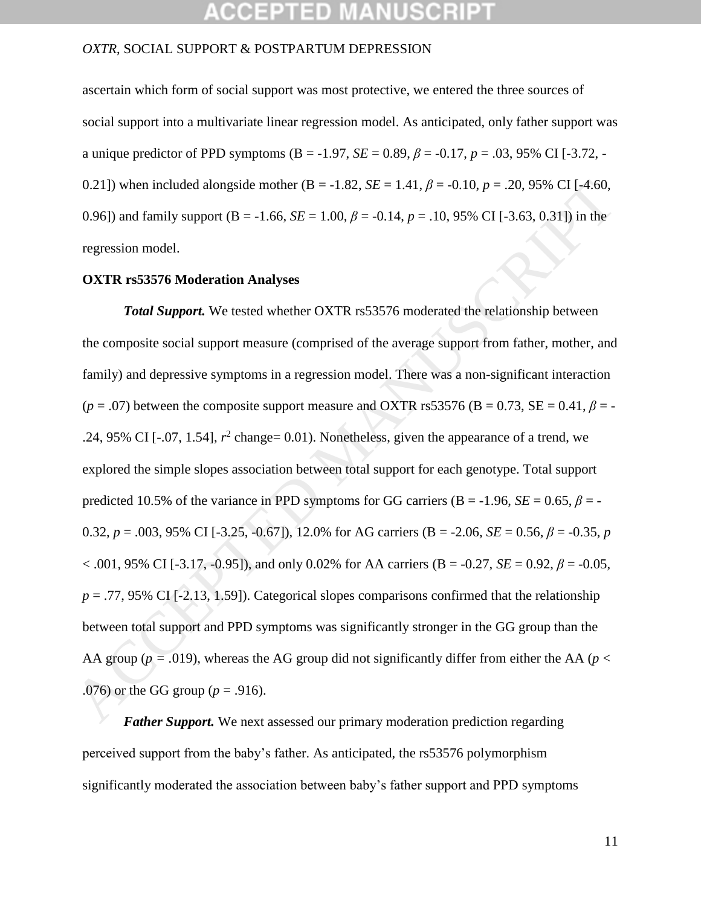ascertain which form of social support was most protective, we entered the three sources of social support into a multivariate linear regression model. As anticipated, only father support was a unique predictor of PPD symptoms (B = -1.97, *SE* = 0.89, $\beta$ = -0.17, *p* = .03, 95% CI [-3.72, -0.21]) when included alongside mother (B = -1.82, *SE* = 1.41, $\beta$ = -0.10, *p* = .20, 95% CI [-4.60, 0.96]) and family support (B = -1.66, *SE* = 1.00, $\beta$ = -0.14, *p* = .10, 95% CI [-3.63, 0.31]) in the regression model.

**OXTR rs53576 Moderation Analyses**

***Total Support.*** We tested whether OXTR rs53576 moderated the relationship between the composite social support measure (comprised of the average support from father, mother, and family) and depressive symptoms in a regression model. There was a non-significant interaction ($p$ = .07) between the composite support measure and OXTR rs53576 (B = 0.73, SE = 0.41, $\beta$ = -.24, 95% CI [-.07, 1.54], $r^2$ change= 0.01). Nonetheless, given the appearance of a trend, we explored the simple slopes association between total support for each genotype. Total support predicted 10.5% of the variance in PPD symptoms for GG carriers (B = -1.96, *SE* = 0.65, $\beta$ = -0.32, *p* = .003, 95% CI [-3.25, -0.67]), 12.0% for AG carriers (B = -2.06, *SE* = 0.56, $\beta$ = -0.35, $p < .001$, 95% CI [-3.17, -0.95]), and only 0.02% for AA carriers (B = -0.27, *SE* = 0.92, $\beta$ = -0.05, *p* = .77, 95% CI [-2.13, 1.59]). Categorical slopes comparisons confirmed that the relationship between total support and PPD symptoms was significantly stronger in the GG group than the AA group ($p$ = .019), whereas the AG group did not significantly differ from either the AA ($p <$ .076) or the GG group ($p$ = .916).

***Father Support.*** We next assessed our primary moderation prediction regarding perceived support from the baby's father. As anticipated, the rs53576 polymorphism significantly moderated the association between baby's father support and PPD symptoms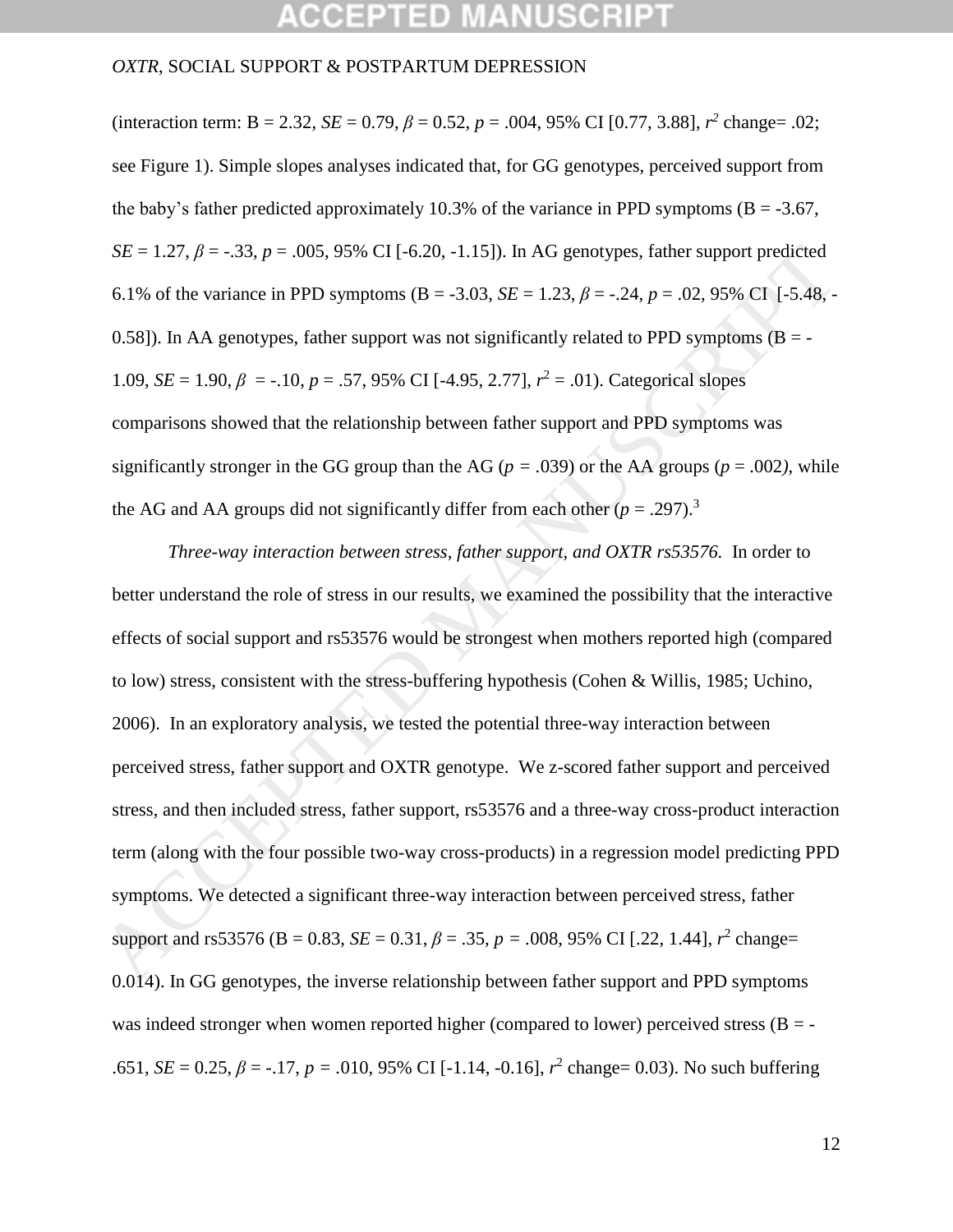(interaction term: B = 2.32, *SE* = 0.79, $\beta = 0.52$, $p = .004$, 95% CI [0.77, 3.88], $r^2$ change= .02; see Figure 1). Simple slopes analyses indicated that, for GG genotypes, perceived support from the baby's father predicted approximately 10.3% of the variance in PPD symptoms (B = -3.67, *SE* = 1.27, $\beta = -.33$, $p = .005$, 95% CI [-6.20, -1.15]). In AG genotypes, father support predicted 6.1% of the variance in PPD symptoms (B = -3.03, *SE* = 1.23, $\beta = -.24$, $p = .02$, 95% CI [-5.48, -0.58]). In AA genotypes, father support was not significantly related to PPD symptoms (B = -1.09, *SE* = 1.90, $\beta = -.10$, $p = .57$, 95% CI [-4.95, 2.77], $r^2 = .01$). Categorical slopes comparisons showed that the relationship between father support and PPD symptoms was significantly stronger in the GG group than the AG ($p = .039$) or the AA groups ($p = .002$), while the AG and AA groups did not significantly differ from each other ($p = .297$).[3]

*Three-way interaction between stress, father support, and OXTR rs53576.* In order to better understand the role of stress in our results, we examined the possibility that the interactive effects of social support and rs53576 would be strongest when mothers reported high (compared to low) stress, consistent with the stress-buffering hypothesis (Cohen & Willis, 1985; Uchino, 2006). In an exploratory analysis, we tested the potential three-way interaction between perceived stress, father support and OXTR genotype. We z-scored father support and perceived stress, and then included stress, father support, rs53576 and a three-way cross-product interaction term (along with the four possible two-way cross-products) in a regression model predicting PPD symptoms. We detected a significant three-way interaction between perceived stress, father support and rs53576 (B = 0.83, *SE* = 0.31, $\beta = .35$, $p = .008$, 95% CI [.22, 1.44], $r^2$ change= 0.014). In GG genotypes, the inverse relationship between father support and PPD symptoms was indeed stronger when women reported higher (compared to lower) perceived stress (B = -.651, *SE* = 0.25, $\beta = -.17$, $p = .010$, 95% CI [-1.14, -0.16], $r^2$ change= 0.03). No such buffering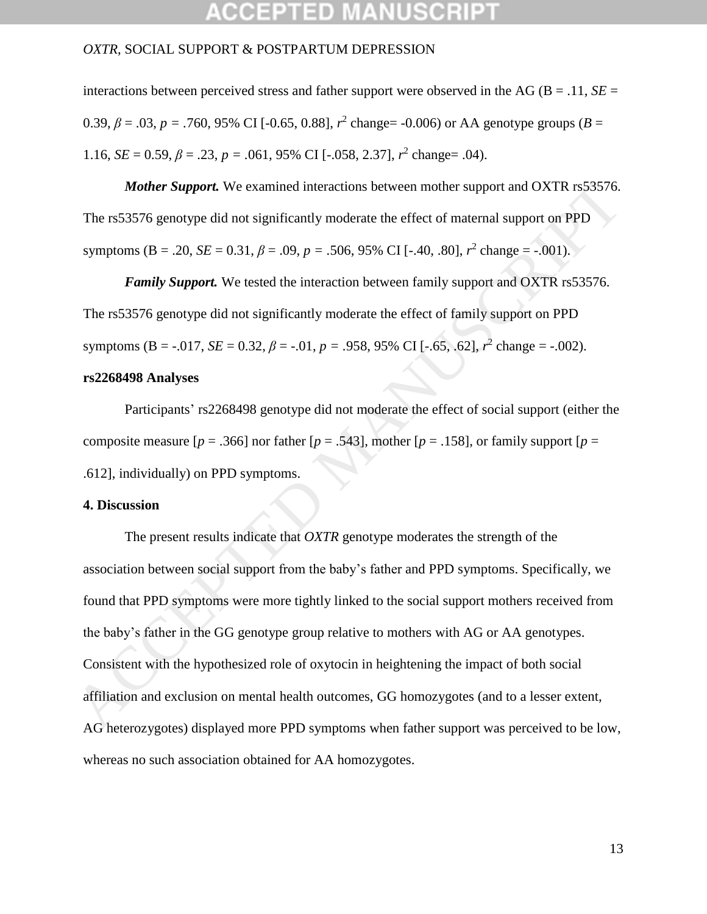interactions between perceived stress and father support were observed in the AG (B = .11, *SE* = 0.39, $\beta$ = .03, $p$ = .760, 95% CI [-0.65, 0.88], $r^2$ change= -0.006) or AA genotype groups ($B$ = 1.16, *SE* = 0.59, $\beta$ = .23, $p$ = .061, 95% CI [-.058, 2.37], $r^2$ change= .04).

***Mother Support.*** We examined interactions between mother support and OXTR rs53576. The rs53576 genotype did not significantly moderate the effect of maternal support on PPD symptoms (B = .20, *SE* = 0.31, $\beta$ = .09, $p$ = .506, 95% CI [-.40, .80], $r^2$ change = -.001).

***Family Support.*** We tested the interaction between family support and OXTR rs53576. The rs53576 genotype did not significantly moderate the effect of family support on PPD symptoms (B = -.017, *SE* = 0.32, $\beta$ = -.01, $p$ = .958, 95% CI [-.65, .62], $r^2$ change = -.002).

**rs2268498 Analyses**

Participants' rs2268498 genotype did not moderate the effect of social support (either the composite measure [$p$ = .366] nor father [$p$ = .543], mother [$p$ = .158], or family support [$p$ = .612], individually) on PPD symptoms.

## 4. Discussion

The present results indicate that *OXTR* genotype moderates the strength of the association between social support from the baby's father and PPD symptoms. Specifically, we found that PPD symptoms were more tightly linked to the social support mothers received from the baby's father in the GG genotype group relative to mothers with AG or AA genotypes. Consistent with the hypothesized role of oxytocin in heightening the impact of both social affiliation and exclusion on mental health outcomes, GG homozygotes (and to a lesser extent, AG heterozygotes) displayed more PPD symptoms when father support was perceived to be low, whereas no such association obtained for AA homozygotes.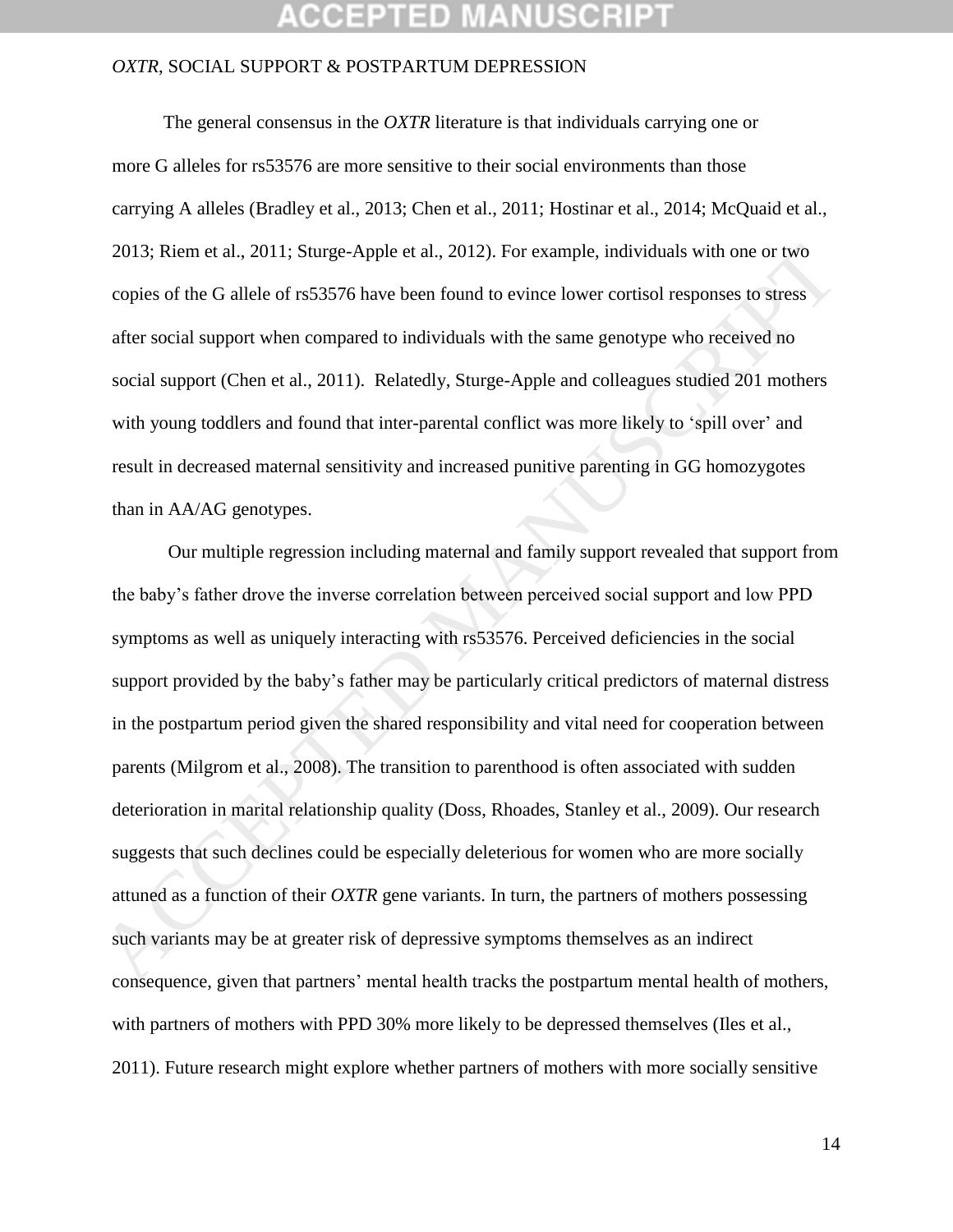The general consensus in the *OXTR* literature is that individuals carrying one or more G alleles for rs53576 are more sensitive to their social environments than those carrying A alleles (Bradley et al., 2013; Chen et al., 2011; Hostinar et al., 2014; McQuaid et al., 2013; Riem et al., 2011; Sturge-Apple et al., 2012). For example, individuals with one or two copies of the G allele of rs53576 have been found to evince lower cortisol responses to stress after social support when compared to individuals with the same genotype who received no social support (Chen et al., 2011). Relatedly, Sturge-Apple and colleagues studied 201 mothers with young toddlers and found that inter-parental conflict was more likely to 'spill over' and result in decreased maternal sensitivity and increased punitive parenting in GG homozygotes than in AA/AG genotypes.

Our multiple regression including maternal and family support revealed that support from the baby's father drove the inverse correlation between perceived social support and low PPD symptoms as well as uniquely interacting with rs53576. Perceived deficiencies in the social support provided by the baby's father may be particularly critical predictors of maternal distress in the postpartum period given the shared responsibility and vital need for cooperation between parents (Milgrom et al., 2008). The transition to parenthood is often associated with sudden deterioration in marital relationship quality (Doss, Rhoades, Stanley et al., 2009). Our research suggests that such declines could be especially deleterious for women who are more socially attuned as a function of their *OXTR* gene variants. In turn, the partners of mothers possessing such variants may be at greater risk of depressive symptoms themselves as an indirect consequence, given that partners' mental health tracks the postpartum mental health of mothers, with partners of mothers with PPD 30% more likely to be depressed themselves (Iles et al., 2011). Future research might explore whether partners of mothers with more socially sensitive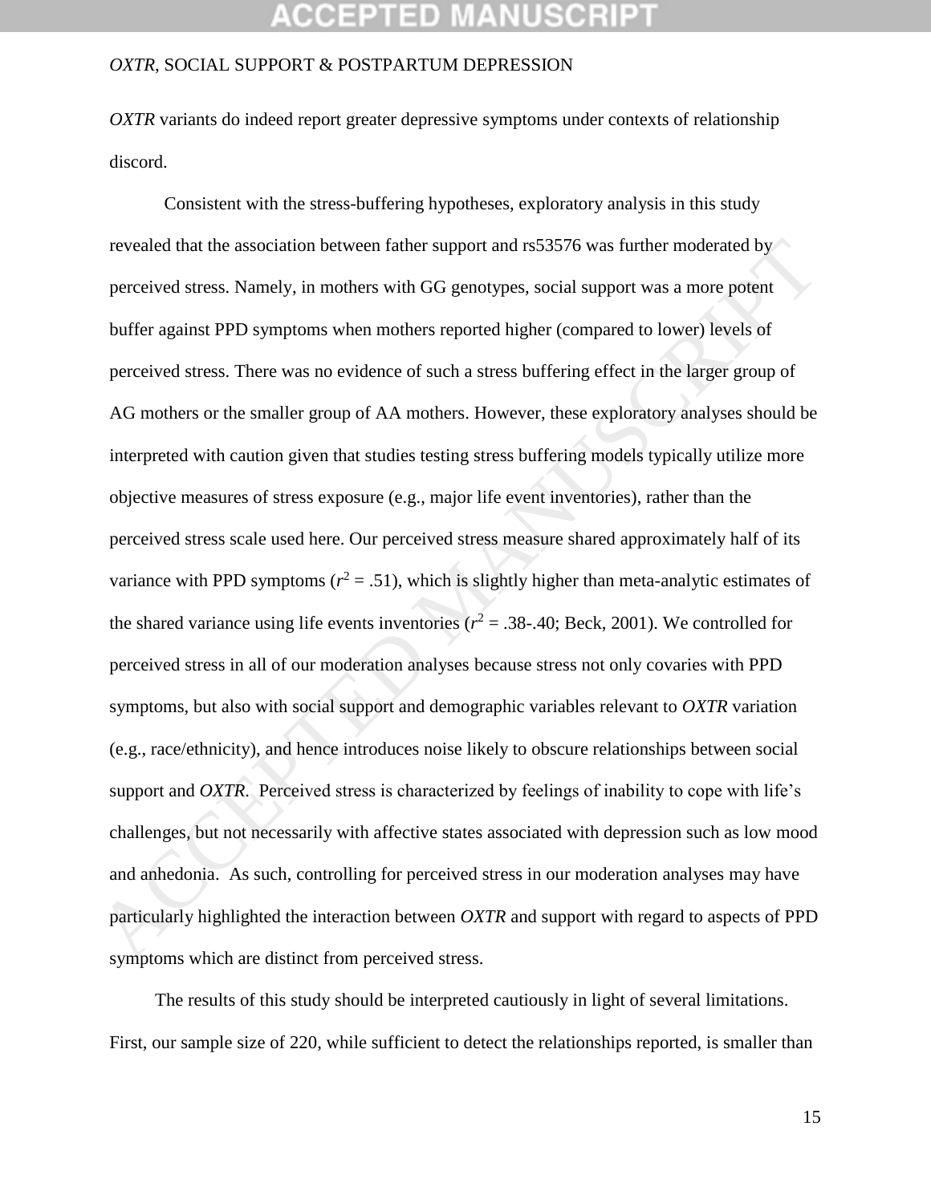*OXTR* variants do indeed report greater depressive symptoms under contexts of relationship discord.

Consistent with the stress-buffering hypotheses, exploratory analysis in this study revealed that the association between father support and rs53576 was further moderated by perceived stress. Namely, in mothers with GG genotypes, social support was a more potent buffer against PPD symptoms when mothers reported higher (compared to lower) levels of perceived stress. There was no evidence of such a stress buffering effect in the larger group of AG mothers or the smaller group of AA mothers. However, these exploratory analyses should be interpreted with caution given that studies testing stress buffering models typically utilize more objective measures of stress exposure (e.g., major life event inventories), rather than the perceived stress scale used here. Our perceived stress measure shared approximately half of its variance with PPD symptoms ($r^2$ = .51), which is slightly higher than meta-analytic estimates of the shared variance using life events inventories ($r^2$ = .38-.40; Beck, 2001). We controlled for perceived stress in all of our moderation analyses because stress not only covaries with PPD symptoms, but also with social support and demographic variables relevant to *OXTR* variation (e.g., race/ethnicity), and hence introduces noise likely to obscure relationships between social support and *OXTR*. Perceived stress is characterized by feelings of inability to cope with life's challenges, but not necessarily with affective states associated with depression such as low mood and anhedonia. As such, controlling for perceived stress in our moderation analyses may have particularly highlighted the interaction between *OXTR* and support with regard to aspects of PPD symptoms which are distinct from perceived stress.

The results of this study should be interpreted cautiously in light of several limitations. First, our sample size of 220, while sufficient to detect the relationships reported, is smaller than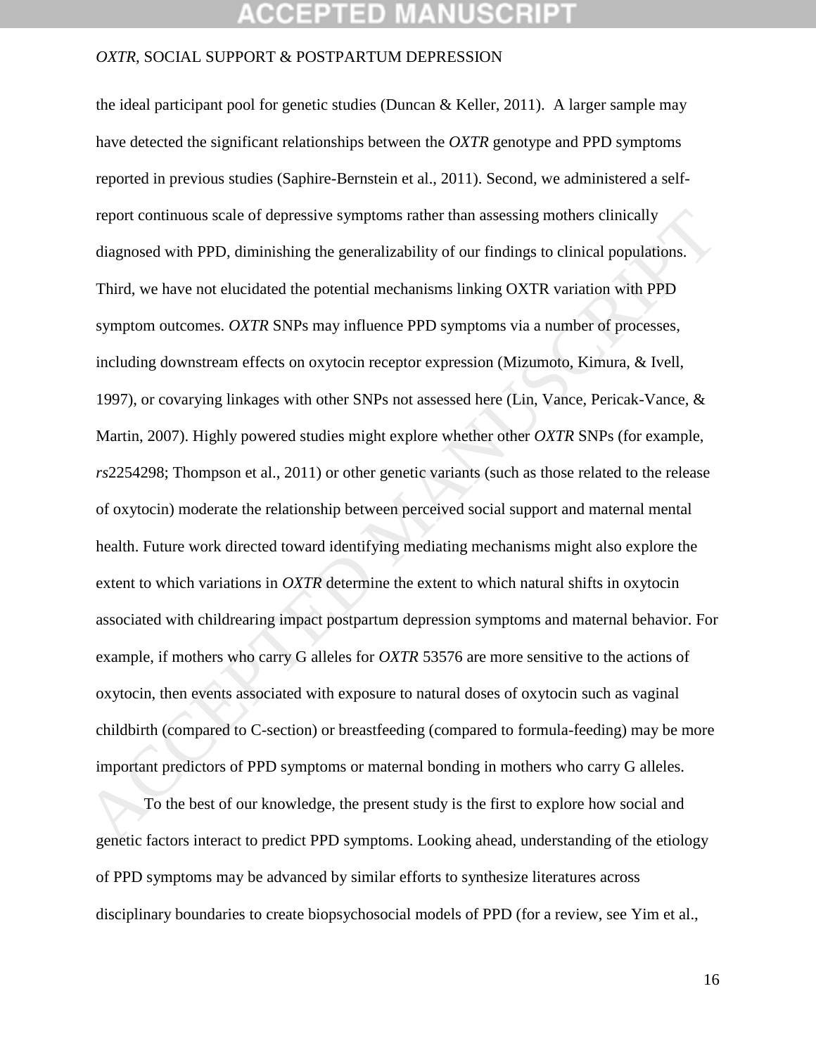the ideal participant pool for genetic studies (Duncan & Keller, 2011). A larger sample may have detected the significant relationships between the *OXTR* genotype and PPD symptoms reported in previous studies (Saphire-Bernstein et al., 2011). Second, we administered a self-report continuous scale of depressive symptoms rather than assessing mothers clinically diagnosed with PPD, diminishing the generalizability of our findings to clinical populations. Third, we have not elucidated the potential mechanisms linking OXTR variation with PPD symptom outcomes. *OXTR* SNPs may influence PPD symptoms via a number of processes, including downstream effects on oxytocin receptor expression (Mizumoto, Kimura, & Ivell, 1997), or covarying linkages with other SNPs not assessed here (Lin, Vance, Pericak-Vance, & Martin, 2007). Highly powered studies might explore whether other *OXTR* SNPs (for example, *rs*2254298; Thompson et al., 2011) or other genetic variants (such as those related to the release of oxytocin) moderate the relationship between perceived social support and maternal mental health. Future work directed toward identifying mediating mechanisms might also explore the extent to which variations in *OXTR* determine the extent to which natural shifts in oxytocin associated with childrearing impact postpartum depression symptoms and maternal behavior. For example, if mothers who carry G alleles for *OXTR* 53576 are more sensitive to the actions of oxytocin, then events associated with exposure to natural doses of oxytocin such as vaginal childbirth (compared to C-section) or breastfeeding (compared to formula-feeding) may be more important predictors of PPD symptoms or maternal bonding in mothers who carry G alleles.

To the best of our knowledge, the present study is the first to explore how social and genetic factors interact to predict PPD symptoms. Looking ahead, understanding of the etiology of PPD symptoms may be advanced by similar efforts to synthesize literatures across disciplinary boundaries to create biopsychosocial models of PPD (for a review, see Yim et al.,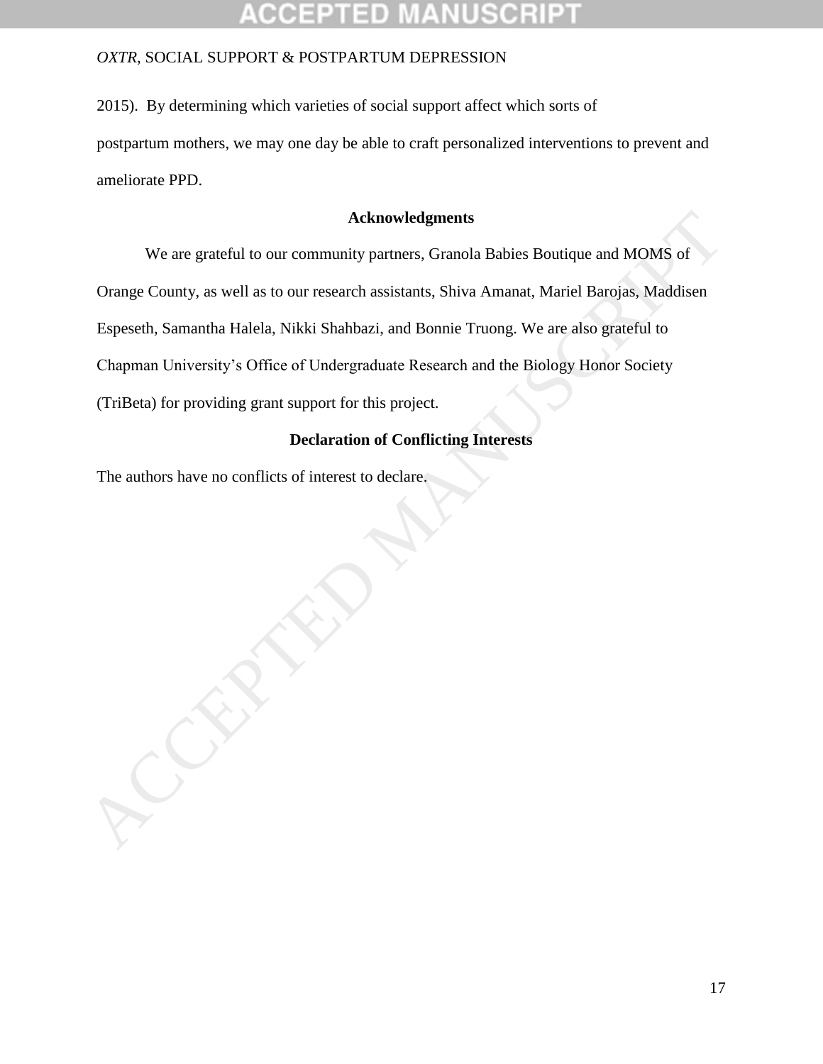2015). By determining which varieties of social support affect which sorts of postpartum mothers, we may one day be able to craft personalized interventions to prevent and ameliorate PPD.

## Acknowledgments

We are grateful to our community partners, Granola Babies Boutique and MOMS of Orange County, as well as to our research assistants, Shiva Amanat, Mariel Barojas, Maddisen Espeseth, Samantha Halela, Nikki Shahbazi, and Bonnie Truong. We are also grateful to Chapman University's Office of Undergraduate Research and the Biology Honor Society (TriBeta) for providing grant support for this project.

## Declaration of Conflicting Interests

The authors have no conflicts of interest to declare.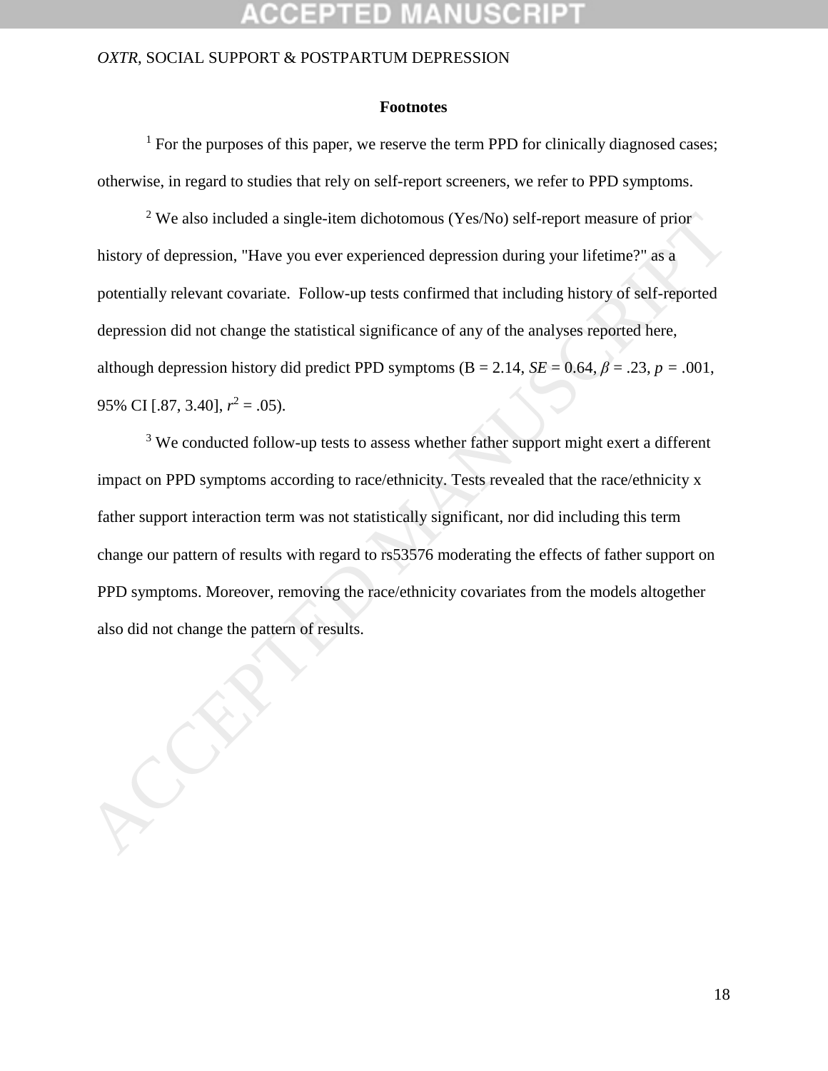## Footnotes

[1] For the purposes of this paper, we reserve the term PPD for clinically diagnosed cases; otherwise, in regard to studies that rely on self-report screeners, we refer to PPD symptoms.

[2] We also included a single-item dichotomous (Yes/No) self-report measure of prior history of depression, "Have you ever experienced depression during your lifetime?" as a potentially relevant covariate. Follow-up tests confirmed that including history of self-reported depression did not change the statistical significance of any of the analyses reported here, although depression history did predict PPD symptoms ($B = 2.14$, $SE = 0.64$, $\beta = .23$, $p = .001$, 95% CI [.87, 3.40], $r^2 = .05$).

[3] We conducted follow-up tests to assess whether father support might exert a different impact on PPD symptoms according to race/ethnicity. Tests revealed that the race/ethnicity x father support interaction term was not statistically significant, nor did including this term change our pattern of results with regard to rs53576 moderating the effects of father support on PPD symptoms. Moreover, removing the race/ethnicity covariates from the models altogether also did not change the pattern of results.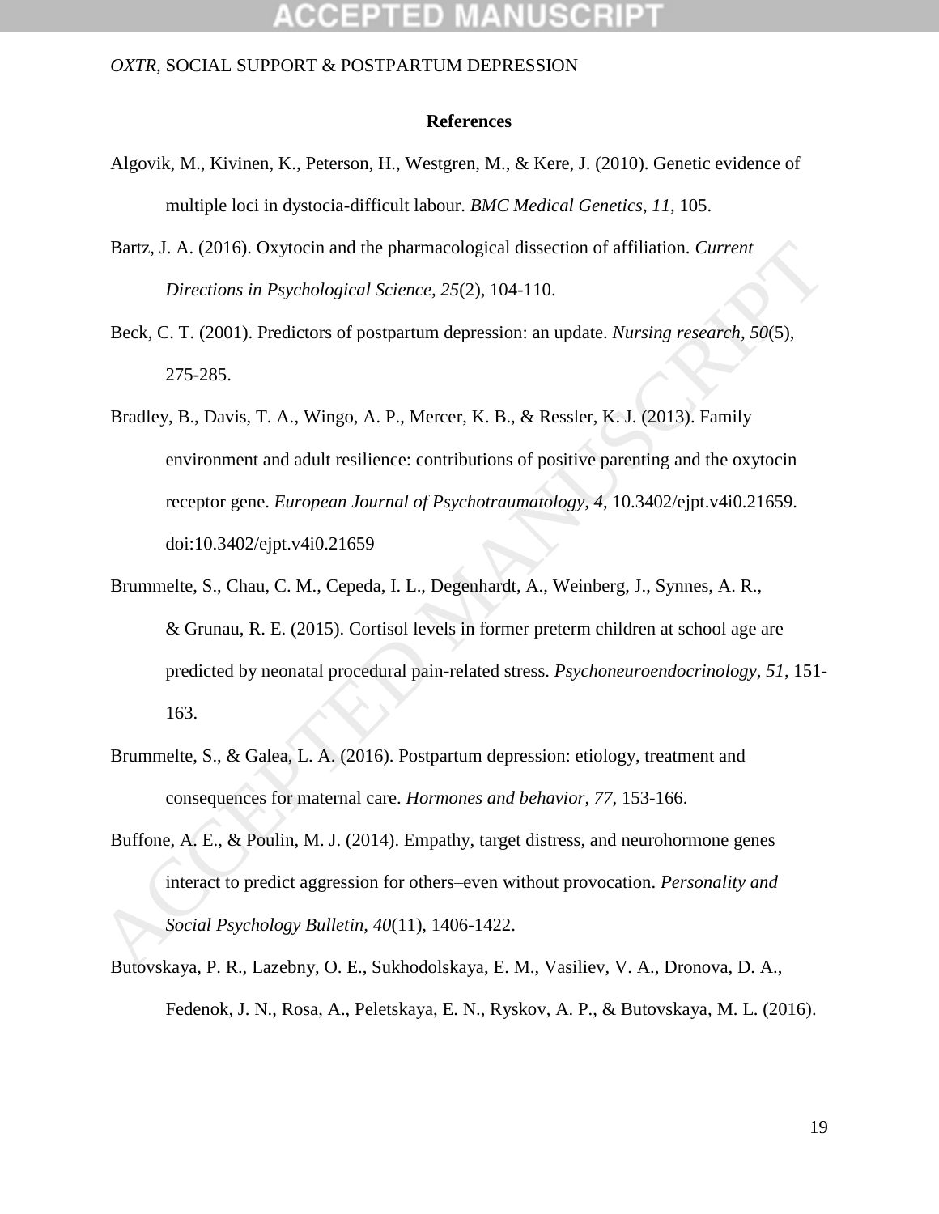## References

Algovik, M., Kivinen, K., Peterson, H., Westgren, M., & Kere, J. (2010). Genetic evidence of multiple loci in dystocia-difficult labour. *BMC Medical Genetics*, *11*, 105.

Bartz, J. A. (2016). Oxytocin and the pharmacological dissection of affiliation. *Current Directions in Psychological Science, 25*(2), 104-110.

Beck, C. T. (2001). Predictors of postpartum depression: an update. *Nursing research*, *50*(5), 275-285.

Bradley, B., Davis, T. A., Wingo, A. P., Mercer, K. B., & Ressler, K. J. (2013). Family environment and adult resilience: contributions of positive parenting and the oxytocin receptor gene. *European Journal of Psychotraumatology, 4*, 10.3402/ejpt.v4i0.21659. doi:10.3402/ejpt.v4i0.21659

Brummelte, S., Chau, C. M., Cepeda, I. L., Degenhardt, A., Weinberg, J., Synnes, A. R., & Grunau, R. E. (2015). Cortisol levels in former preterm children at school age are predicted by neonatal procedural pain-related stress. *Psychoneuroendocrinology, 51*, 151-163.

Brummelte, S., & Galea, L. A. (2016). Postpartum depression: etiology, treatment and consequences for maternal care. *Hormones and behavior*, *77*, 153-166.

Buffone, A. E., & Poulin, M. J. (2014). Empathy, target distress, and neurohormone genes interact to predict aggression for others–even without provocation. *Personality and Social Psychology Bulletin, 40*(11), 1406-1422.

Butovskaya, P. R., Lazebny, O. E., Sukhodolskaya, E. M., Vasiliev, V. A., Dronova, D. A., Fedenok, J. N., Rosa, A., Peletskaya, E. N., Ryskov, A. P., & Butovskaya, M. L. (2016).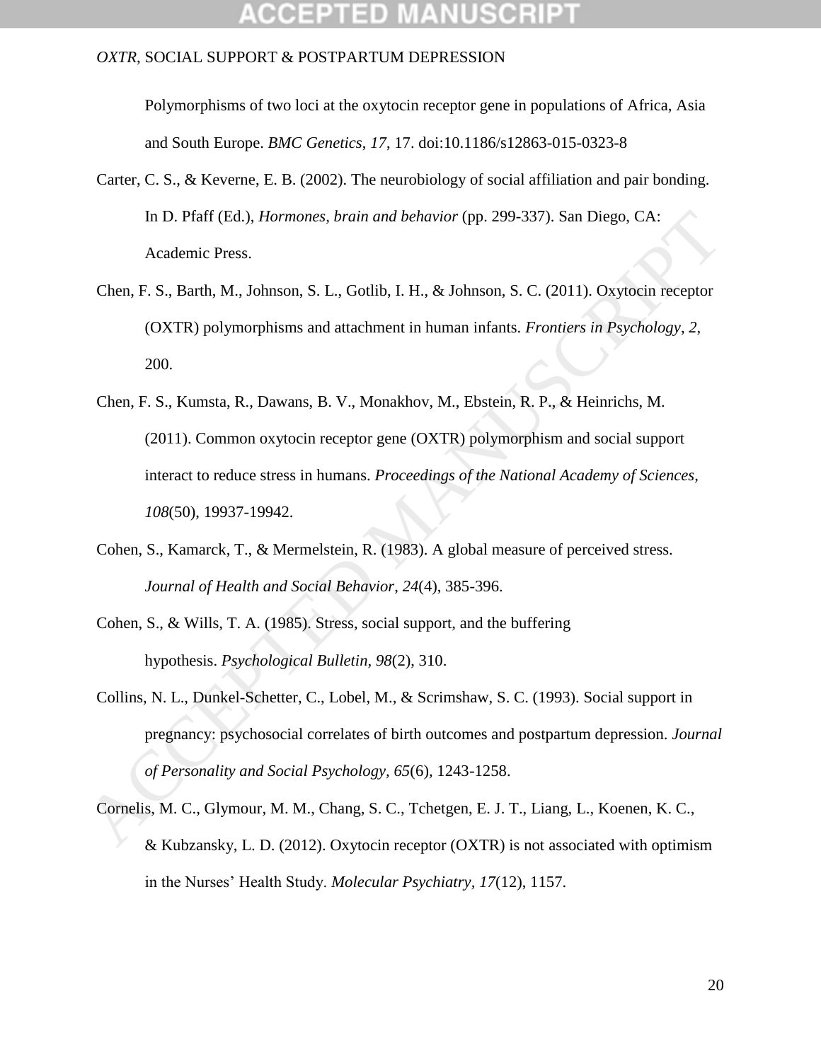Polymorphisms of two loci at the oxytocin receptor gene in populations of Africa, Asia and South Europe. *BMC Genetics*, *17*, 17. doi:10.1186/s12863-015-0323-8

Carter, C. S., & Keverne, E. B. (2002). The neurobiology of social affiliation and pair bonding. In D. Pfaff (Ed.), *Hormones, brain and behavior* (pp. 299-337). San Diego, CA: Academic Press.

Chen, F. S., Barth, M., Johnson, S. L., Gotlib, I. H., & Johnson, S. C. (2011). Oxytocin receptor (OXTR) polymorphisms and attachment in human infants. *Frontiers in Psychology*, *2*, 200.

Chen, F. S., Kumsta, R., Dawans, B. V., Monakhov, M., Ebstein, R. P., & Heinrichs, M. (2011). Common oxytocin receptor gene (OXTR) polymorphism and social support interact to reduce stress in humans. *Proceedings of the National Academy of Sciences, 108*(50), 19937-19942.

Cohen, S., Kamarck, T., & Mermelstein, R. (1983). A global measure of perceived stress. *Journal of Health and Social Behavior*, *24*(4), 385-396.

Cohen, S., & Wills, T. A. (1985). Stress, social support, and the buffering hypothesis. *Psychological Bulletin*, *98*(2), 310.

Collins, N. L., Dunkel-Schetter, C., Lobel, M., & Scrimshaw, S. C. (1993). Social support in pregnancy: psychosocial correlates of birth outcomes and postpartum depression. *Journal of Personality and Social Psychology*, *65*(6), 1243-1258.

Cornelis, M. C., Glymour, M. M., Chang, S. C., Tchetgen, E. J. T., Liang, L., Koenen, K. C., & Kubzansky, L. D. (2012). Oxytocin receptor (OXTR) is not associated with optimism in the Nurses' Health Study. *Molecular Psychiatry*, *17*(12), 1157.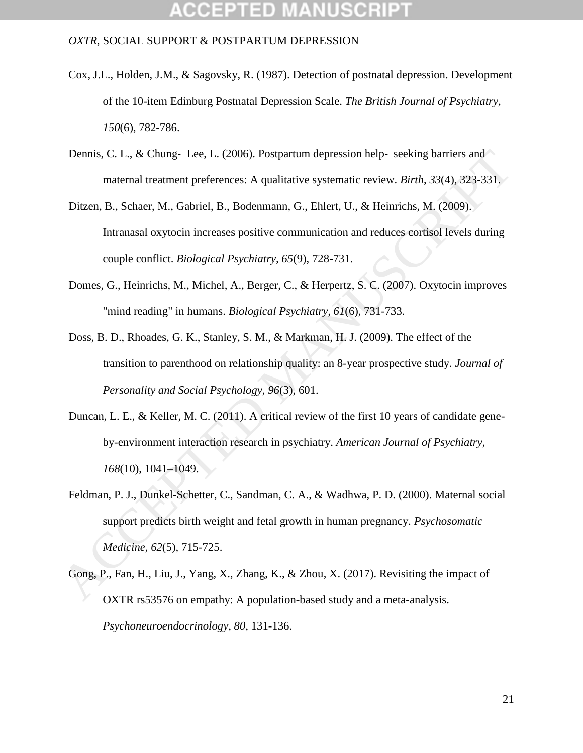Cox, J.L., Holden, J.M., & Sagovsky, R. (1987). Detection of postnatal depression. Development of the 10-item Edinburg Postnatal Depression Scale. *The British Journal of Psychiatry, 150*(6), 782-786.

Dennis, C. L., & Chung‐ Lee, L. (2006). Postpartum depression help‐ seeking barriers and maternal treatment preferences: A qualitative systematic review. *Birth*, *33*(4), 323-331.

Ditzen, B., Schaer, M., Gabriel, B., Bodenmann, G., Ehlert, U., & Heinrichs, M. (2009). Intranasal oxytocin increases positive communication and reduces cortisol levels during couple conflict. *Biological Psychiatry, 65*(9), 728-731.

Domes, G., Heinrichs, M., Michel, A., Berger, C., & Herpertz, S. C. (2007). Oxytocin improves "mind reading" in humans. *Biological Psychiatry, 61*(6), 731-733.

Doss, B. D., Rhoades, G. K., Stanley, S. M., & Markman, H. J. (2009). The effect of the transition to parenthood on relationship quality: an 8-year prospective study. *Journal of Personality and Social Psychology*, *96*(3), 601.

Duncan, L. E., & Keller, M. C. (2011). A critical review of the first 10 years of candidate gene-by-environment interaction research in psychiatry. *American Journal of Psychiatry, 168*(10), 1041–1049.

Feldman, P. J., Dunkel-Schetter, C., Sandman, C. A., & Wadhwa, P. D. (2000). Maternal social support predicts birth weight and fetal growth in human pregnancy. *Psychosomatic Medicine, 62*(5), 715-725.

Gong, P., Fan, H., Liu, J., Yang, X., Zhang, K., & Zhou, X. (2017). Revisiting the impact of OXTR rs53576 on empathy: A population-based study and a meta-analysis. *Psychoneuroendocrinology, 80*, 131-136.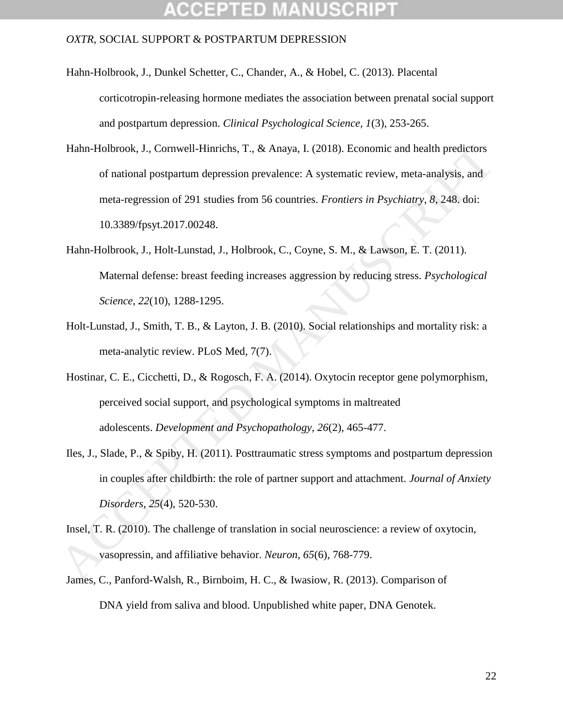Hahn-Holbrook, J., Dunkel Schetter, C., Chander, A., & Hobel, C. (2013). Placental corticotropin-releasing hormone mediates the association between prenatal social support and postpartum depression. *Clinical Psychological Science, 1*(3), 253-265.

Hahn-Holbrook, J., Cornwell-Hinrichs, T., & Anaya, I. (2018). Economic and health predictors of national postpartum depression prevalence: A systematic review, meta-analysis, and meta-regression of 291 studies from 56 countries. *Frontiers in Psychiatry*, *8*, 248. doi: 10.3389/fpsyt.2017.00248.

Hahn-Holbrook, J., Holt-Lunstad, J., Holbrook, C., Coyne, S. M., & Lawson, E. T. (2011). Maternal defense: breast feeding increases aggression by reducing stress. *Psychological Science, 22*(10), 1288-1295.

Holt-Lunstad, J., Smith, T. B., & Layton, J. B. (2010). Social relationships and mortality risk: a meta-analytic review. PLoS Med, 7(7).

Hostinar, C. E., Cicchetti, D., & Rogosch, F. A. (2014). Oxytocin receptor gene polymorphism, perceived social support, and psychological symptoms in maltreated adolescents. *Development and Psychopathology*, *26*(2), 465-477.

Iles, J., Slade, P., & Spiby, H. (2011). Posttraumatic stress symptoms and postpartum depression in couples after childbirth: the role of partner support and attachment. *Journal of Anxiety Disorders*, *25*(4), 520-530.

Insel, T. R. (2010). The challenge of translation in social neuroscience: a review of oxytocin, vasopressin, and affiliative behavior. *Neuron*, *65*(6), 768-779.

James, C., Panford-Walsh, R., Birnboim, H. C., & Iwasiow, R. (2013). Comparison of DNA yield from saliva and blood. Unpublished white paper, DNA Genotek.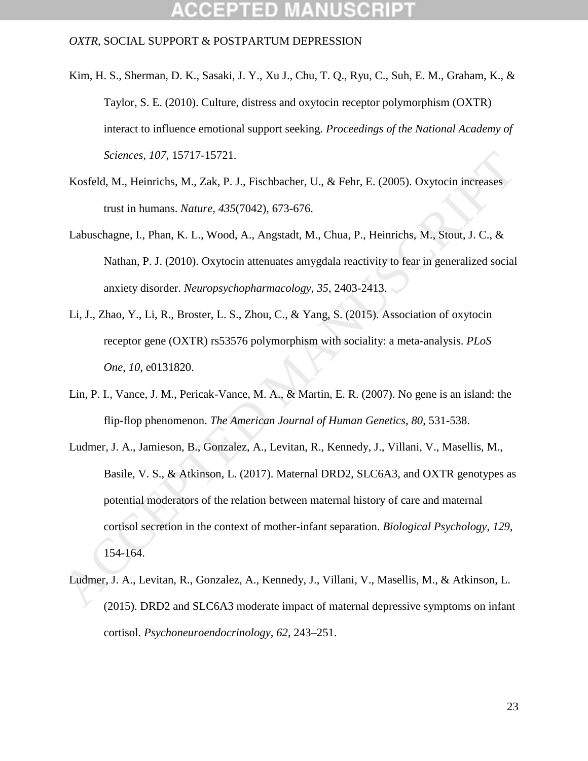Kim, H. S., Sherman, D. K., Sasaki, J. Y., Xu J., Chu, T. Q., Ryu, C., Suh, E. M., Graham, K., & Taylor, S. E. (2010). Culture, distress and oxytocin receptor polymorphism (OXTR) interact to influence emotional support seeking. *Proceedings of the National Academy of Sciences*, *107*, 15717-15721.

Kosfeld, M., Heinrichs, M., Zak, P. J., Fischbacher, U., & Fehr, E. (2005). Oxytocin increases trust in humans. *Nature*, *435*(7042), 673-676.

Labuschagne, I., Phan, K. L., Wood, A., Angstadt, M., Chua, P., Heinrichs, M., Stout, J. C., & Nathan, P. J. (2010). Oxytocin attenuates amygdala reactivity to fear in generalized social anxiety disorder. *Neuropsychopharmacology*, *35*, 2403-2413.

Li, J., Zhao, Y., Li, R., Broster, L. S., Zhou, C., & Yang, S. (2015). Association of oxytocin receptor gene (OXTR) rs53576 polymorphism with sociality: a meta-analysis. *PLoS One*, *10*, e0131820.

Lin, P. I., Vance, J. M., Pericak-Vance, M. A., & Martin, E. R. (2007). No gene is an island: the flip-flop phenomenon. *The American Journal of Human Genetics*, *80*, 531-538.

Ludmer, J. A., Jamieson, B., Gonzalez, A., Levitan, R., Kennedy, J., Villani, V., Masellis, M., Basile, V. S., & Atkinson, L. (2017). Maternal DRD2, SLC6A3, and OXTR genotypes as potential moderators of the relation between maternal history of care and maternal cortisol secretion in the context of mother-infant separation. *Biological Psychology*, *129*, 154-164.

Ludmer, J. A., Levitan, R., Gonzalez, A., Kennedy, J., Villani, V., Masellis, M., & Atkinson, L. (2015). DRD2 and SLC6A3 moderate impact of maternal depressive symptoms on infant cortisol. *Psychoneuroendocrinology*, *62*, 243–251.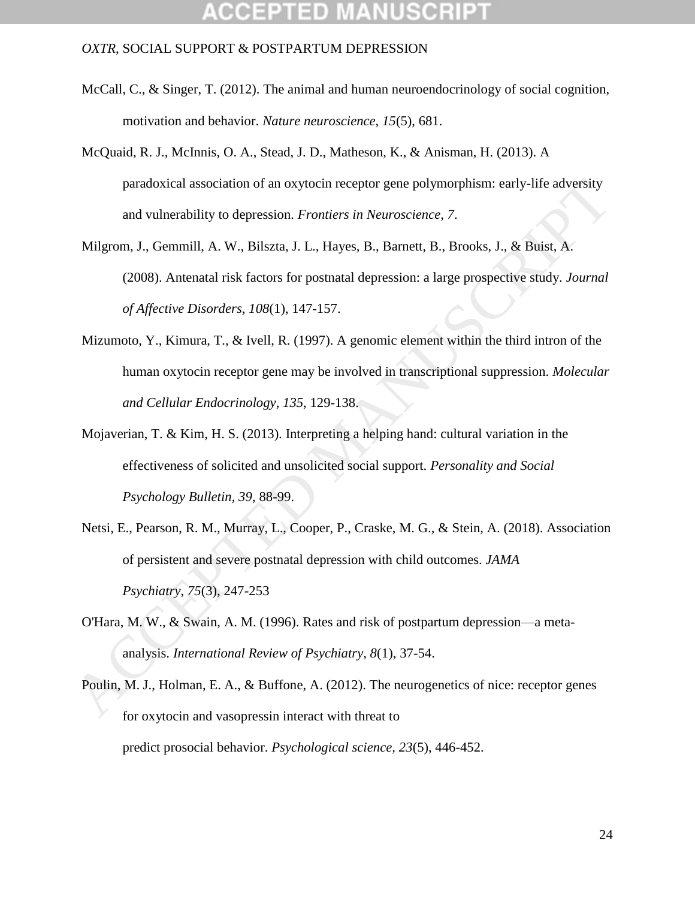McCall, C., & Singer, T. (2012). The animal and human neuroendocrinology of social cognition, motivation and behavior. *Nature neuroscience*, *15*(5), 681.

McQuaid, R. J., McInnis, O. A., Stead, J. D., Matheson, K., & Anisman, H. (2013). A paradoxical association of an oxytocin receptor gene polymorphism: early-life adversity and vulnerability to depression. *Frontiers in Neuroscience, 7*.

Milgrom, J., Gemmill, A. W., Bilszta, J. L., Hayes, B., Barnett, B., Brooks, J., & Buist, A. (2008). Antenatal risk factors for postnatal depression: a large prospective study. *Journal of Affective Disorders, 108*(1), 147-157.

Mizumoto, Y., Kimura, T., & Ivell, R. (1997). A genomic element within the third intron of the human oxytocin receptor gene may be involved in transcriptional suppression. *Molecular and Cellular Endocrinology*, *135*, 129-138.

Mojaverian, T. & Kim, H. S. (2013). Interpreting a helping hand: cultural variation in the effectiveness of solicited and unsolicited social support. *Personality and Social Psychology Bulletin, 39*, 88-99.

Netsi, E., Pearson, R. M., Murray, L., Cooper, P., Craske, M. G., & Stein, A. (2018). Association of persistent and severe postnatal depression with child outcomes. *JAMA Psychiatry*, *75*(3), 247-253

O'Hara, M. W., & Swain, A. M. (1996). Rates and risk of postpartum depression—a meta-analysis. *International Review of Psychiatry, 8*(1), 37-54.

Poulin, M. J., Holman, E. A., & Buffone, A. (2012). The neurogenetics of nice: receptor genes for oxytocin and vasopressin interact with threat to predict prosocial behavior. *Psychological science, 23*(5), 446-452.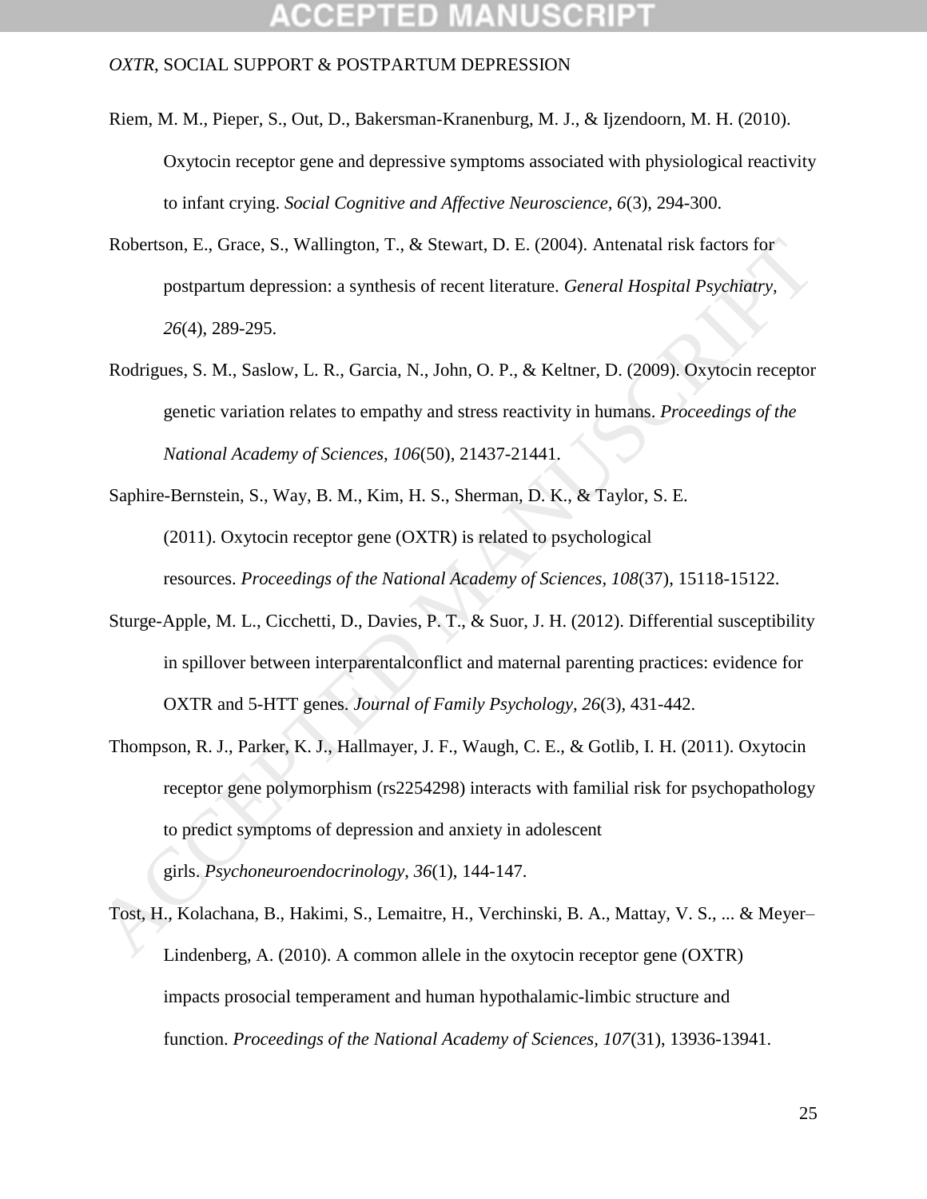Riem, M. M., Pieper, S., Out, D., Bakersman-Kranenburg, M. J., & Ijzendoorn, M. H. (2010). Oxytocin receptor gene and depressive symptoms associated with physiological reactivity to infant crying. *Social Cognitive and Affective Neuroscience*, *6*(3), 294-300.

Robertson, E., Grace, S., Wallington, T., & Stewart, D. E. (2004). Antenatal risk factors for postpartum depression: a synthesis of recent literature. *General Hospital Psychiatry, 26*(4), 289-295.

Rodrigues, S. M., Saslow, L. R., Garcia, N., John, O. P., & Keltner, D. (2009). Oxytocin receptor genetic variation relates to empathy and stress reactivity in humans. *Proceedings of the National Academy of Sciences, 106*(50), 21437-21441.

Saphire-Bernstein, S., Way, B. M., Kim, H. S., Sherman, D. K., & Taylor, S. E. (2011). Oxytocin receptor gene (OXTR) is related to psychological resources. *Proceedings of the National Academy of Sciences, 108*(37), 15118-15122.

Sturge-Apple, M. L., Cicchetti, D., Davies, P. T., & Suor, J. H. (2012). Differential susceptibility in spillover between interparentalconflict and maternal parenting practices: evidence for OXTR and 5-HTT genes. *Journal of Family Psychology, 26*(3), 431-442.

Thompson, R. J., Parker, K. J., Hallmayer, J. F., Waugh, C. E., & Gotlib, I. H. (2011). Oxytocin receptor gene polymorphism (rs2254298) interacts with familial risk for psychopathology to predict symptoms of depression and anxiety in adolescent girls. *Psychoneuroendocrinology*, *36*(1), 144-147.

Tost, H., Kolachana, B., Hakimi, S., Lemaitre, H., Verchinski, B. A., Mattay, V. S., ... & Meyer–Lindenberg, A. (2010). A common allele in the oxytocin receptor gene (OXTR) impacts prosocial temperament and human hypothalamic-limbic structure and function. *Proceedings of the National Academy of Sciences, 107*(31), 13936-13941.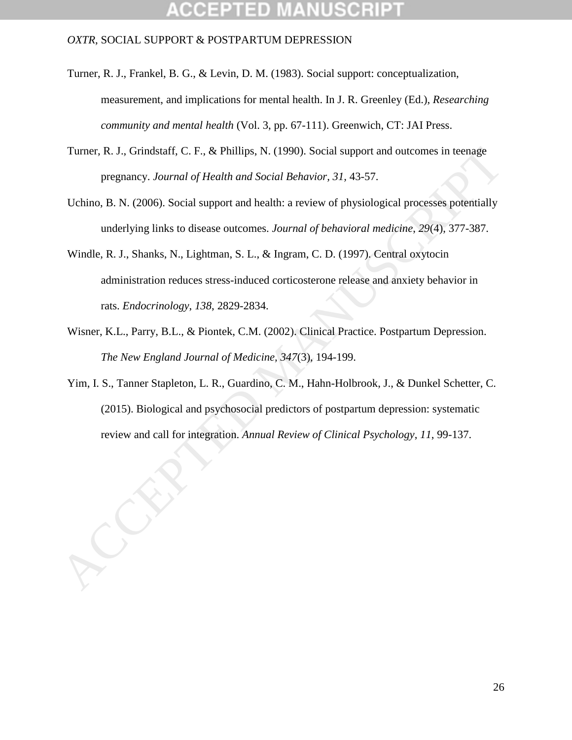Turner, R. J., Frankel, B. G., & Levin, D. M. (1983). Social support: conceptualization, measurement, and implications for mental health. In J. R. Greenley (Ed.), *Researching community and mental health* (Vol. 3, pp. 67-111). Greenwich, CT: JAI Press.

Turner, R. J., Grindstaff, C. F., & Phillips, N. (1990). Social support and outcomes in teenage pregnancy. *Journal of Health and Social Behavior*, *31*, 43-57.

Uchino, B. N. (2006). Social support and health: a review of physiological processes potentially underlying links to disease outcomes. *Journal of behavioral medicine*, *29*(4), 377-387.

Windle, R. J., Shanks, N., Lightman, S. L., & Ingram, C. D. (1997). Central oxytocin administration reduces stress-induced corticosterone release and anxiety behavior in rats. *Endocrinology*, *138*, 2829-2834.

Wisner, K.L., Parry, B.L., & Piontek, C.M. (2002). Clinical Practice. Postpartum Depression. *The New England Journal of Medicine, 347*(3), 194-199.

Yim, I. S., Tanner Stapleton, L. R., Guardino, C. M., Hahn-Holbrook, J., & Dunkel Schetter, C. (2015). Biological and psychosocial predictors of postpartum depression: systematic review and call for integration. *Annual Review of Clinical Psychology*, *11*, 99-137.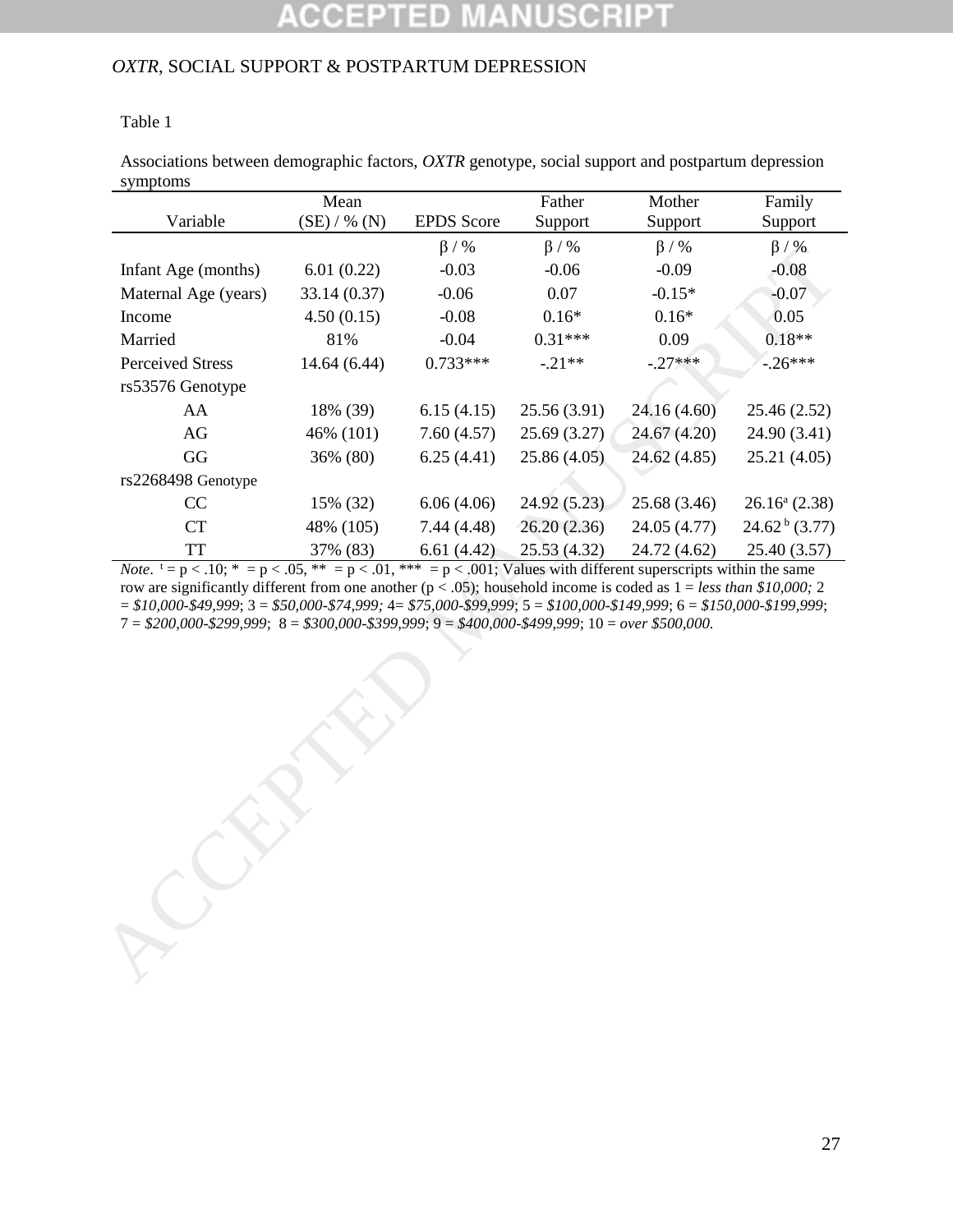Table 1

Associations between demographic factors, *OXTR* genotype, social support and postpartum depression symptoms

| Variable | Mean (SE) / % (N) | EPDS Score | Father Support | Mother Support | Family Support |
|---|---|---|---|---|---|
| | | β / % | β / % | β / % | β / % |
| Infant Age (months) | 6.01 (0.22) | -0.03 | -0.06 | -0.09 | -0.08 |
| Maternal Age (years) | 33.14 (0.37) | -0.06 | 0.07 | -0.15* | -0.07 |
| Income | 4.50 (0.15) | -0.08 | 0.16* | 0.16* | 0.05 |
| Married | 81% | -0.04 | 0.31*** | 0.09 | 0.18** |
| Perceived Stress | 14.64 (6.44) | 0.733*** | -.21** | -.27*** | -.26*** |
| rs53576 Genotype | | | | | |
| AA | 18% (39) | 6.15 (4.15) | 25.56 (3.91) | 24.16 (4.60) | 25.46 (2.52) |
| AG | 46% (101) | 7.60 (4.57) | 25.69 (3.27) | 24.67 (4.20) | 24.90 (3.41) |
| GG | 36% (80) | 6.25 (4.41) | 25.86 (4.05) | 24.62 (4.85) | 25.21 (4.05) |
| rs2268498 Genotype | | | | | |
| CC | 15% (32) | 6.06 (4.06) | 24.92 (5.23) | 25.68 (3.46) | $26.16^{a}$ (2.38) |
| CT | 48% (105) | 7.44 (4.48) | 26.20 (2.36) | 24.05 (4.77) | $24.62^{b}$ (3.77) |
| TT | 37% (83) | 6.61 (4.42) | 25.53 (4.32) | 24.72 (4.62) | 25.40 (3.57) |

*Note*. $^{t}$ = p < .10; * = p < .05, ** = p < .01, *** = p < .001; Values with different superscripts within the same row are significantly different from one another (p < .05); household income is coded as 1 = *less than $10,000;* 2 = *$10,000-$49,999*; 3 = *$50,000-$74,999;* 4= *$75,000-$99,999*; 5 = *$100,000-$149,999*; 6 = *$150,000-$199,999*; 7 = *$200,000-$299,999*; 8 = *$300,000-$399,999*; 9 = *$400,000-$499,999*; 10 = *over $500,000.*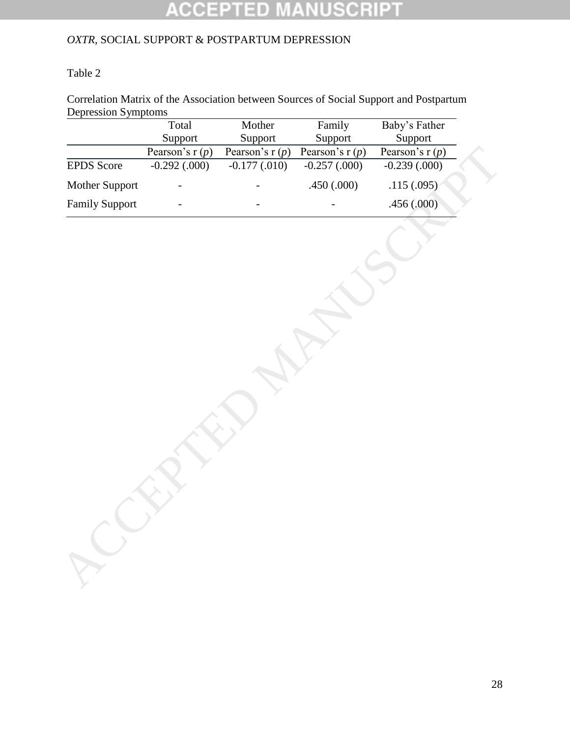Table 2

Correlation Matrix of the Association between Sources of Social Support and Postpartum Depression Symptoms

| | Total Support | Mother Support | Family Support | Baby's Father Support |
|---|---|---|---|---|
| | Pearson's r (*p*) | Pearson's r (*p*) | Pearson's r (*p*) | Pearson's r (*p*) |
| EPDS Score | -0.292 (.000) | -0.177 (.010) | -0.257 (.000) | -0.239 (.000) |
| Mother Support | - | - | .450 (.000) | .115 (.095) |
| Family Support | - | - | - | .456 (.000) |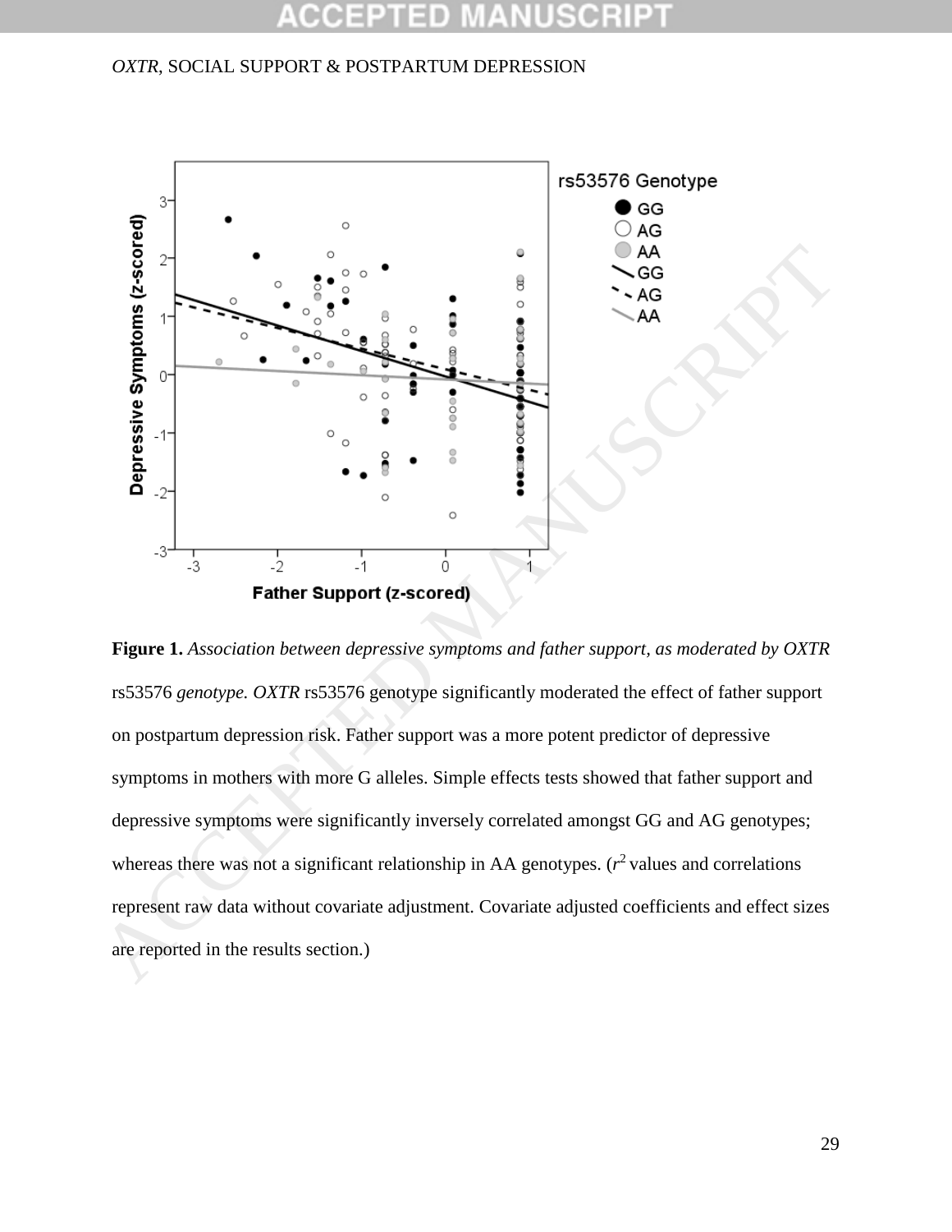rs53576 Genotype

GG

AG

AA

GG

AG

AA

Depressive Symptoms (z-scored)

3

2

1

0

-1

-2

-3

-3

-2

-1

0

1

Father Support (z-scored)

**Figure 1.** *Association between depressive symptoms and father support, as moderated by OXTR* rs53576 *genotype. OXTR* rs53576 genotype significantly moderated the effect of father support on postpartum depression risk. Father support was a more potent predictor of depressive symptoms in mothers with more G alleles. Simple effects tests showed that father support and depressive symptoms were significantly inversely correlated amongst GG and AG genotypes; whereas there was not a significant relationship in AA genotypes. ($r^2$ values and correlations represent raw data without covariate adjustment. Covariate adjusted coefficients and effect sizes are reported in the results section.)